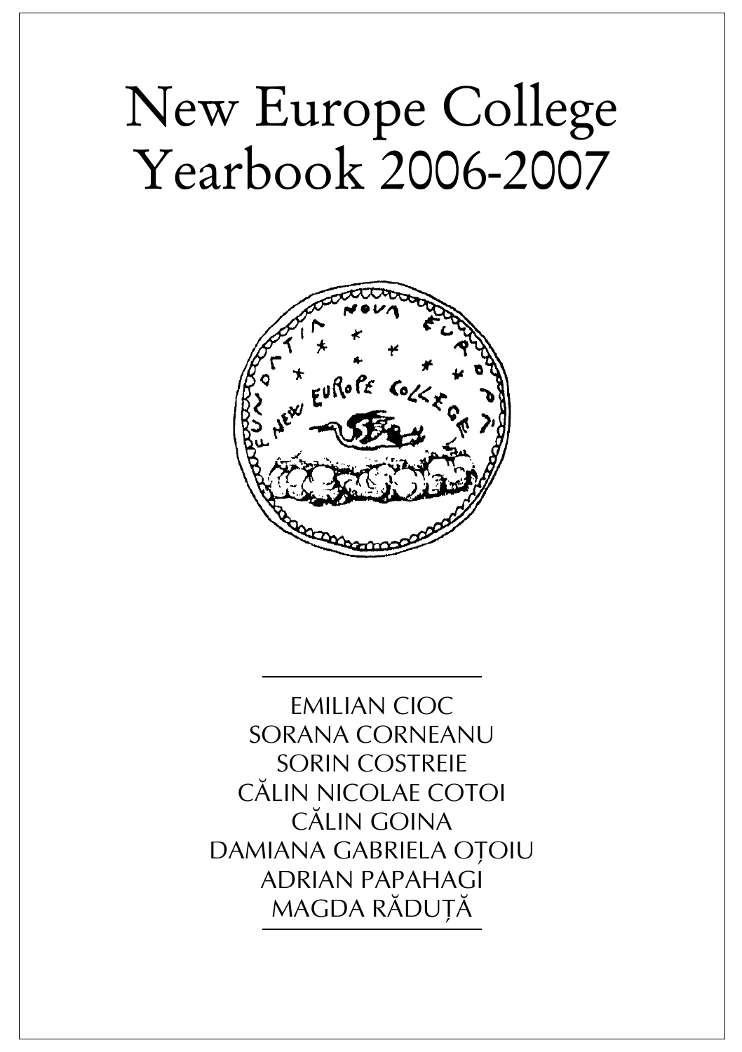# New Europe College Yearbook 2006-2007

EMILIAN CIOC
SORANA CORNEANU
SORIN COSTREIE
CĂLIN NICOLAE COTOI
CĂLIN GOINA
DAMIANA GABRIELA OȚOIU
ADRIAN PAPAHAGI
MAGDA RĂDUȚĂ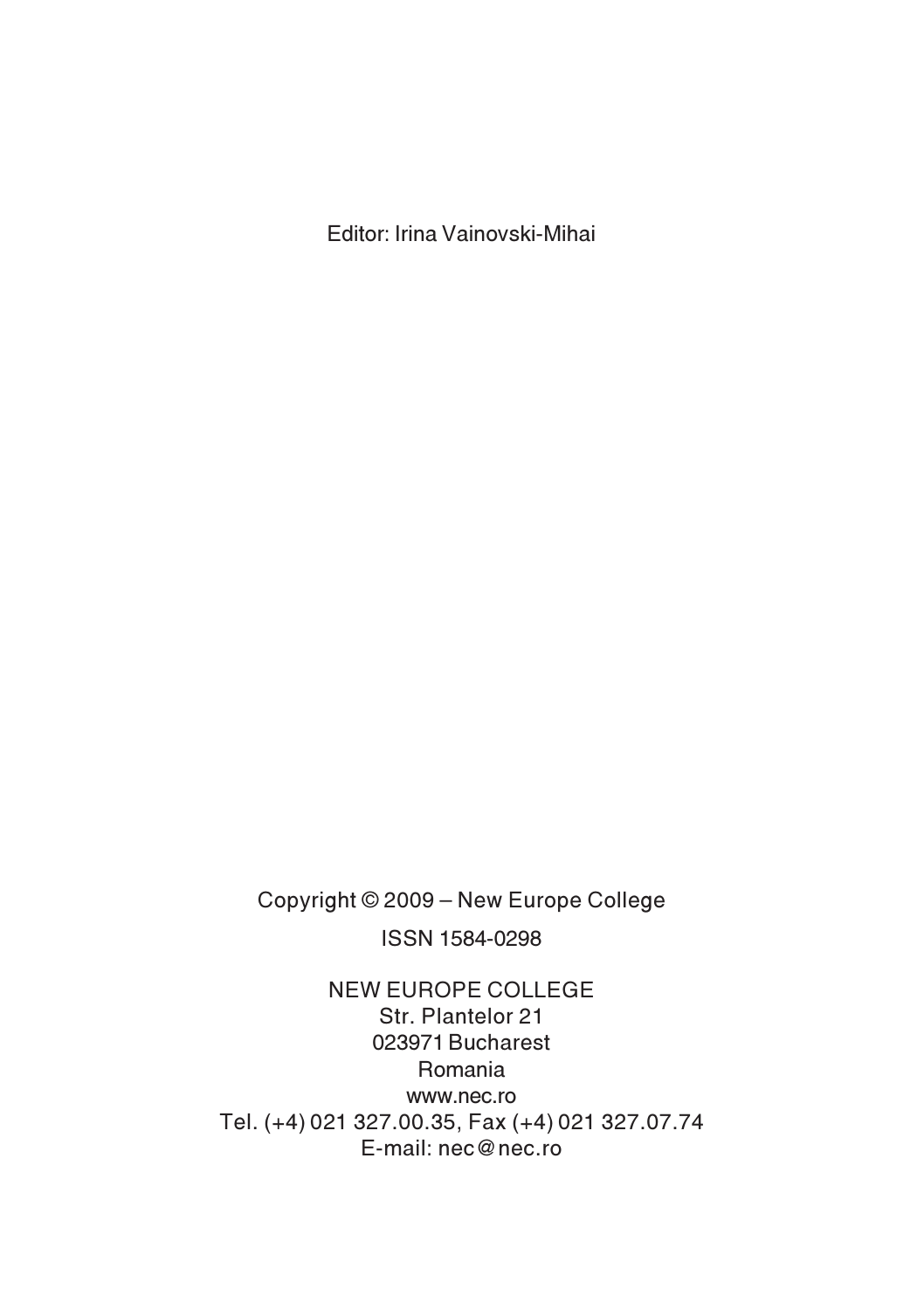Editor: Irina Vainovski-Mihai

Copyright © 2009 – New Europe College

ISSN 1584-0298

NEW EUROPE COLLEGE
Str. Plantelor 21
023971 Bucharest
Romania
www.nec.ro
Tel. (+4) 021 327.00.35, Fax (+4) 021 327.07.74
E-mail: nec@nec.ro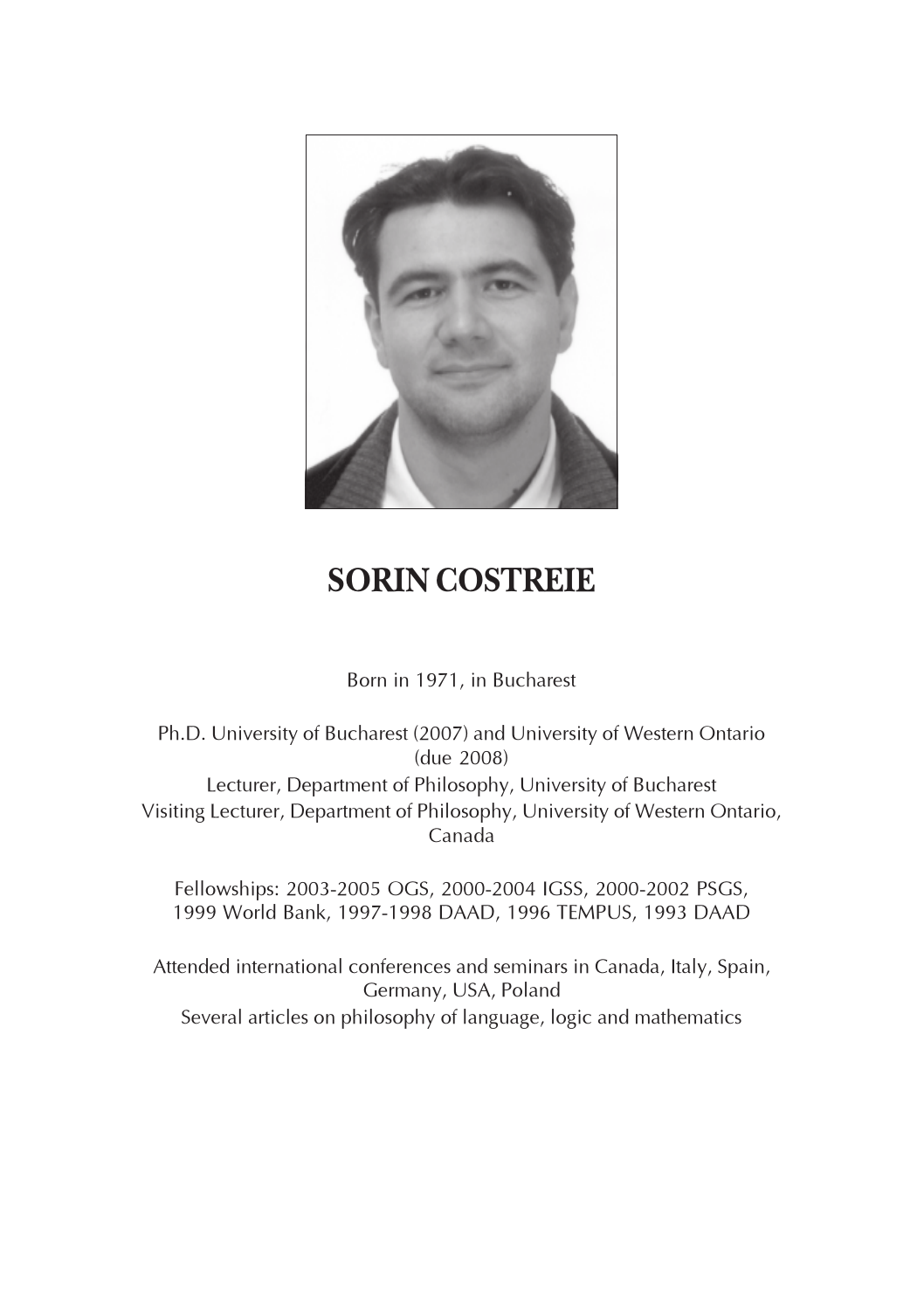# SORIN COSTREIE

Born in 1971, in Bucharest

Ph.D. University of Bucharest (2007) and University of Western Ontario (due 2008)
Lecturer, Department of Philosophy, University of Bucharest
Visiting Lecturer, Department of Philosophy, University of Western Ontario, Canada

Fellowships: 2003-2005 OGS, 2000-2004 IGSS, 2000-2002 PSGS, 1999 World Bank, 1997-1998 DAAD, 1996 TEMPUS, 1993 DAAD

Attended international conferences and seminars in Canada, Italy, Spain, Germany, USA, Poland
Several articles on philosophy of language, logic and mathematics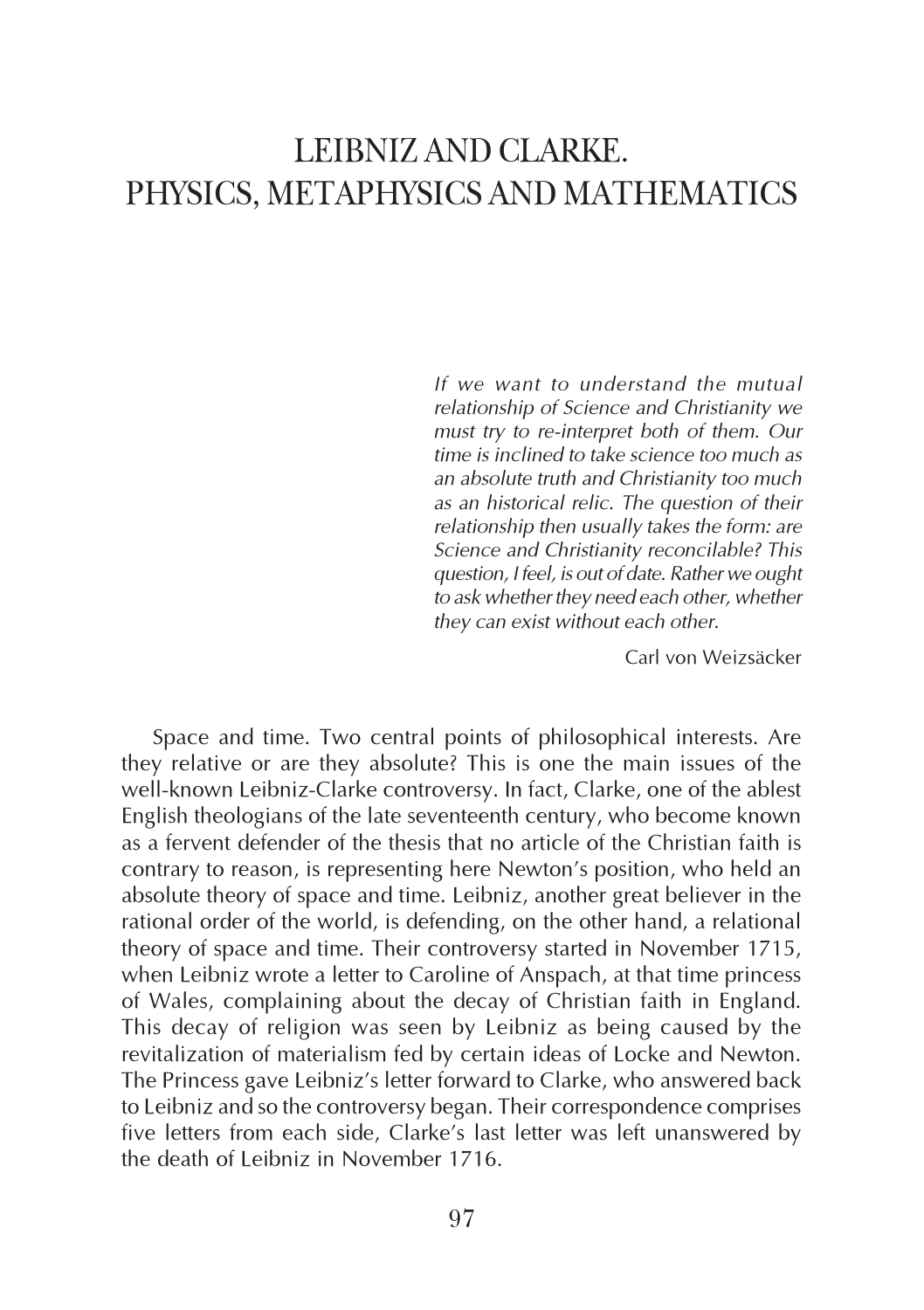# LEIBNIZ AND CLARKE. PHYSICS, METAPHYSICS AND MATHEMATICS

> *If we want to understand the mutual relationship of Science and Christianity we must try to re-interpret both of them. Our time is inclined to take science too much as an absolute truth and Christianity too much as an historical relic. The question of their relationship then usually takes the form: are Science and Christianity reconcilable? This question, I feel, is out of date. Rather we ought to ask whether they need each other, whether they can exist without each other.*
>
> Carl von Weizsäcker

Space and time. Two central points of philosophical interests. Are they relative or are they absolute? This is one the main issues of the well-known Leibniz-Clarke controversy. In fact, Clarke, one of the ablest English theologians of the late seventeenth century, who become known as a fervent defender of the thesis that no article of the Christian faith is contrary to reason, is representing here Newton's position, who held an absolute theory of space and time. Leibniz, another great believer in the rational order of the world, is defending, on the other hand, a relational theory of space and time. Their controversy started in November 1715, when Leibniz wrote a letter to Caroline of Anspach, at that time princess of Wales, complaining about the decay of Christian faith in England. This decay of religion was seen by Leibniz as being caused by the revitalization of materialism fed by certain ideas of Locke and Newton. The Princess gave Leibniz's letter forward to Clarke, who answered back to Leibniz and so the controversy began. Their correspondence comprises five letters from each side, Clarke's last letter was left unanswered by the death of Leibniz in November 1716.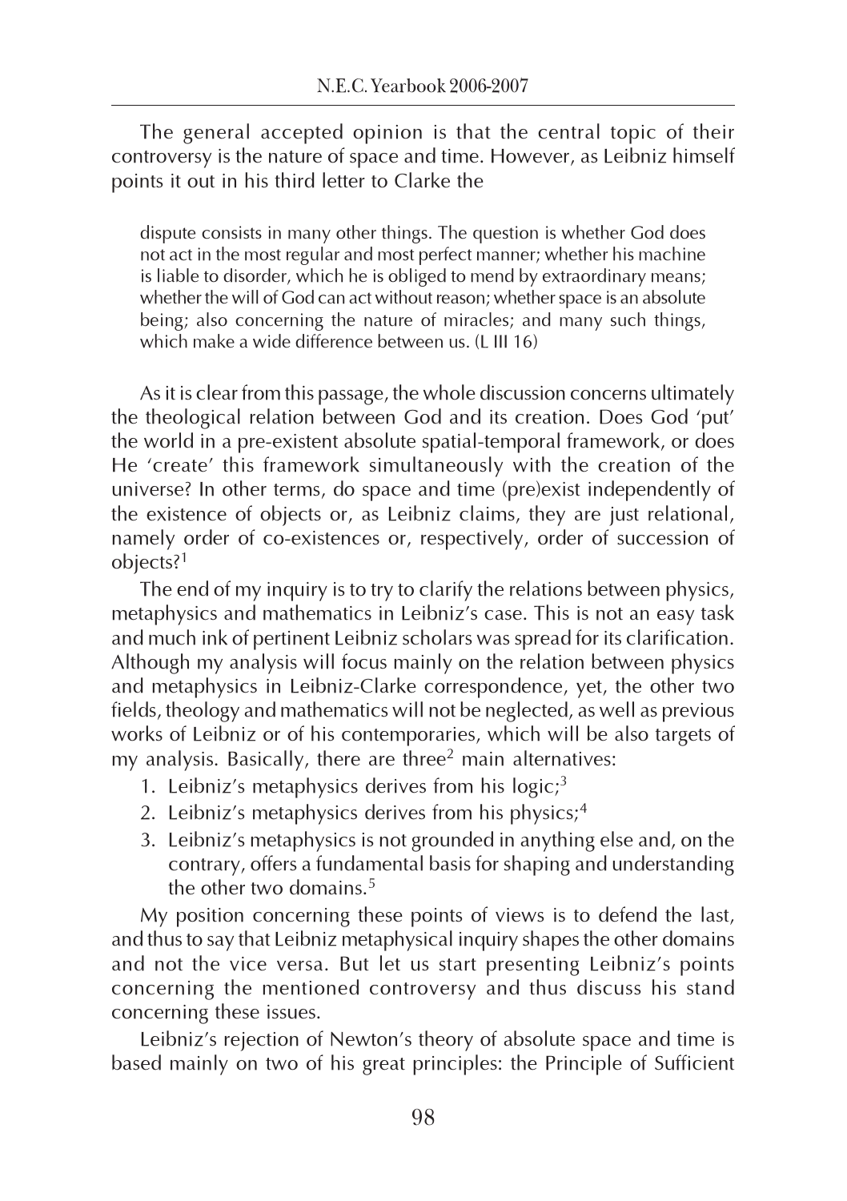The general accepted opinion is that the central topic of their controversy is the nature of space and time. However, as Leibniz himself points it out in his third letter to Clarke the

> dispute consists in many other things. The question is whether God does not act in the most regular and most perfect manner; whether his machine is liable to disorder, which he is obliged to mend by extraordinary means; whether the will of God can act without reason; whether space is an absolute being; also concerning the nature of miracles; and many such things, which make a wide difference between us. (L III 16)

As it is clear from this passage, the whole discussion concerns ultimately the theological relation between God and its creation. Does God 'put' the world in a pre-existent absolute spatial-temporal framework, or does He 'create' this framework simultaneously with the creation of the universe? In other terms, do space and time (pre)exist independently of the existence of objects or, as Leibniz claims, they are just relational, namely order of co-existences or, respectively, order of succession of objects?[1]

The end of my inquiry is to try to clarify the relations between physics, metaphysics and mathematics in Leibniz's case. This is not an easy task and much ink of pertinent Leibniz scholars was spread for its clarification. Although my analysis will focus mainly on the relation between physics and metaphysics in Leibniz-Clarke correspondence, yet, the other two fields, theology and mathematics will not be neglected, as well as previous works of Leibniz or of his contemporaries, which will be also targets of my analysis. Basically, there are three[2] main alternatives:

1. Leibniz's metaphysics derives from his logic;[3]
2. Leibniz's metaphysics derives from his physics;[4]
3. Leibniz's metaphysics is not grounded in anything else and, on the contrary, offers a fundamental basis for shaping and understanding the other two domains.[5]

My position concerning these points of views is to defend the last, and thus to say that Leibniz metaphysical inquiry shapes the other domains and not the vice versa. But let us start presenting Leibniz's points concerning the mentioned controversy and thus discuss his stand concerning these issues.

Leibniz's rejection of Newton's theory of absolute space and time is based mainly on two of his great principles: the Principle of Sufficient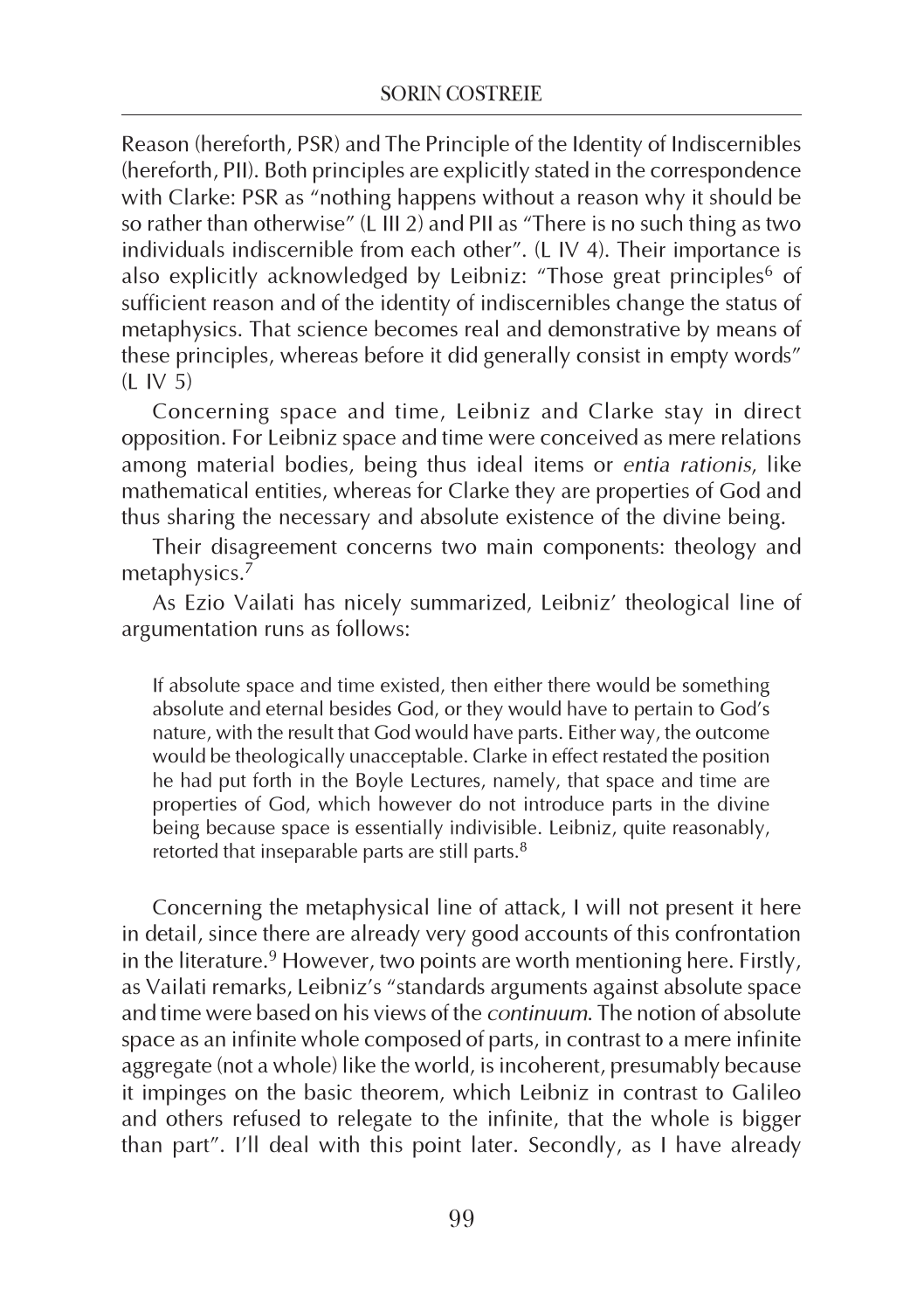Reason (hereforth, PSR) and The Principle of the Identity of Indiscernibles (hereforth, PII). Both principles are explicitly stated in the correspondence with Clarke: PSR as "nothing happens without a reason why it should be so rather than otherwise" (L III 2) and PII as "There is no such thing as two individuals indiscernible from each other". (L IV 4). Their importance is also explicitly acknowledged by Leibniz: "Those great principles[6] of sufficient reason and of the identity of indiscernibles change the status of metaphysics. That science becomes real and demonstrative by means of these principles, whereas before it did generally consist in empty words" (L IV 5)

Concerning space and time, Leibniz and Clarke stay in direct opposition. For Leibniz space and time were conceived as mere relations among material bodies, being thus ideal items or *entia rationis*, like mathematical entities, whereas for Clarke they are properties of God and thus sharing the necessary and absolute existence of the divine being.

Their disagreement concerns two main components: theology and metaphysics.[7]

As Ezio Vailati has nicely summarized, Leibniz' theological line of argumentation runs as follows:

> If absolute space and time existed, then either there would be something absolute and eternal besides God, or they would have to pertain to God's nature, with the result that God would have parts. Either way, the outcome would be theologically unacceptable. Clarke in effect restated the position he had put forth in the Boyle Lectures, namely, that space and time are properties of God, which however do not introduce parts in the divine being because space is essentially indivisible. Leibniz, quite reasonably, retorted that inseparable parts are still parts.[8]

Concerning the metaphysical line of attack, I will not present it here in detail, since there are already very good accounts of this confrontation in the literature.[9] However, two points are worth mentioning here. Firstly, as Vailati remarks, Leibniz's "standards arguments against absolute space and time were based on his views of the *continuum*. The notion of absolute space as an infinite whole composed of parts, in contrast to a mere infinite aggregate (not a whole) like the world, is incoherent, presumably because it impinges on the basic theorem, which Leibniz in contrast to Galileo and others refused to relegate to the infinite, that the whole is bigger than part". I'll deal with this point later. Secondly, as I have already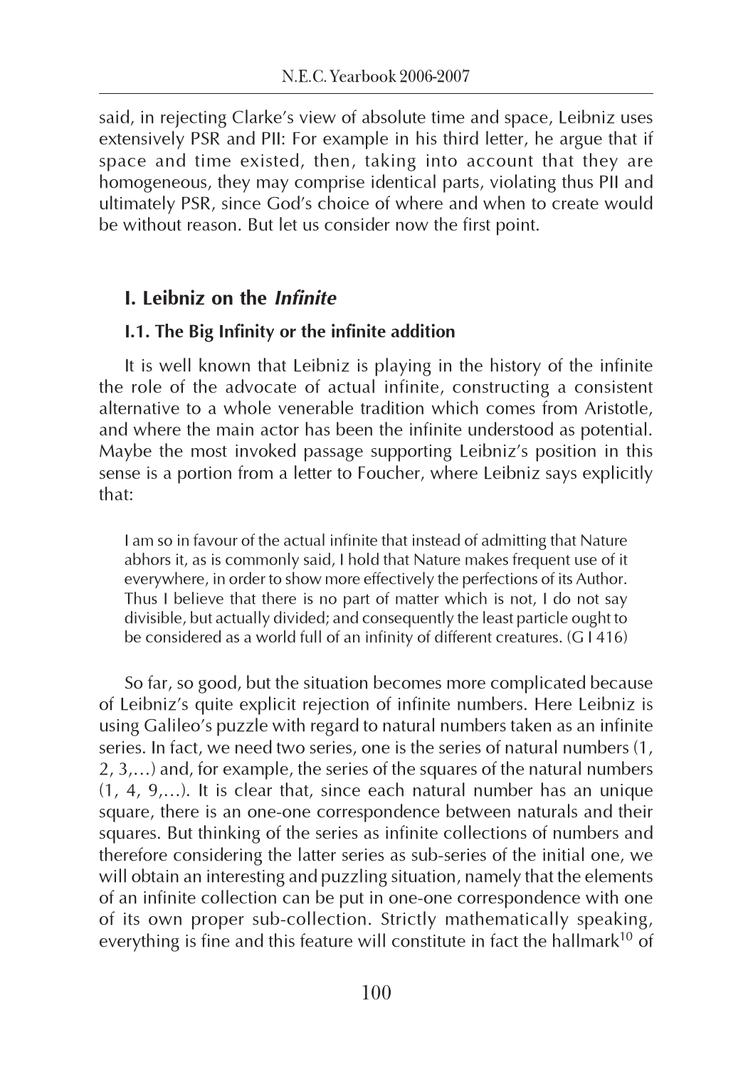said, in rejecting Clarke's view of absolute time and space, Leibniz uses extensively PSR and PII: For example in his third letter, he argue that if space and time existed, then, taking into account that they are homogeneous, they may comprise identical parts, violating thus PII and ultimately PSR, since God's choice of where and when to create would be without reason. But let us consider now the first point.

## I. Leibniz on the *Infinite*

### I.1. The Big Infinity or the infinite addition

It is well known that Leibniz is playing in the history of the infinite the role of the advocate of actual infinite, constructing a consistent alternative to a whole venerable tradition which comes from Aristotle, and where the main actor has been the infinite understood as potential. Maybe the most invoked passage supporting Leibniz's position in this sense is a portion from a letter to Foucher, where Leibniz says explicitly that:

> I am so in favour of the actual infinite that instead of admitting that Nature abhors it, as is commonly said, I hold that Nature makes frequent use of it everywhere, in order to show more effectively the perfections of its Author. Thus I believe that there is no part of matter which is not, I do not say divisible, but actually divided; and consequently the least particle ought to be considered as a world full of an infinity of different creatures. (G I 416)

So far, so good, but the situation becomes more complicated because of Leibniz's quite explicit rejection of infinite numbers. Here Leibniz is using Galileo's puzzle with regard to natural numbers taken as an infinite series. In fact, we need two series, one is the series of natural numbers (1, 2, 3,…) and, for example, the series of the squares of the natural numbers (1, 4, 9,…). It is clear that, since each natural number has an unique square, there is an one-one correspondence between naturals and their squares. But thinking of the series as infinite collections of numbers and therefore considering the latter series as sub-series of the initial one, we will obtain an interesting and puzzling situation, namely that the elements of an infinite collection can be put in one-one correspondence with one of its own proper sub-collection. Strictly mathematically speaking, everything is fine and this feature will constitute in fact the hallmark[10] of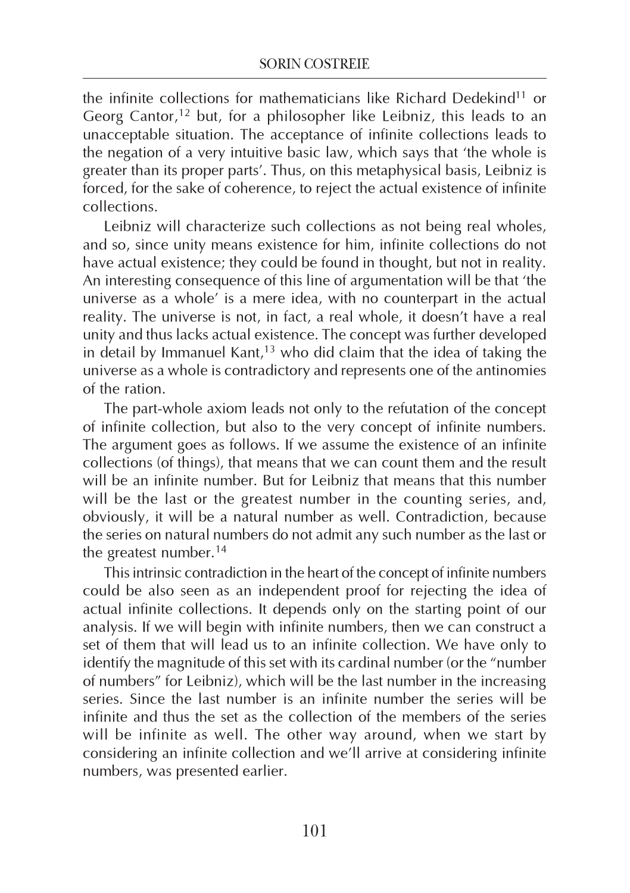the infinite collections for mathematicians like Richard Dedekind[11] or Georg Cantor,[12] but, for a philosopher like Leibniz, this leads to an unacceptable situation. The acceptance of infinite collections leads to the negation of a very intuitive basic law, which says that 'the whole is greater than its proper parts'. Thus, on this metaphysical basis, Leibniz is forced, for the sake of coherence, to reject the actual existence of infinite collections.

Leibniz will characterize such collections as not being real wholes, and so, since unity means existence for him, infinite collections do not have actual existence; they could be found in thought, but not in reality. An interesting consequence of this line of argumentation will be that 'the universe as a whole' is a mere idea, with no counterpart in the actual reality. The universe is not, in fact, a real whole, it doesn't have a real unity and thus lacks actual existence. The concept was further developed in detail by Immanuel Kant,[13] who did claim that the idea of taking the universe as a whole is contradictory and represents one of the antinomies of the ration.

The part-whole axiom leads not only to the refutation of the concept of infinite collection, but also to the very concept of infinite numbers. The argument goes as follows. If we assume the existence of an infinite collections (of things), that means that we can count them and the result will be an infinite number. But for Leibniz that means that this number will be the last or the greatest number in the counting series, and, obviously, it will be a natural number as well. Contradiction, because the series on natural numbers do not admit any such number as the last or the greatest number.[14]

This intrinsic contradiction in the heart of the concept of infinite numbers could be also seen as an independent proof for rejecting the idea of actual infinite collections. It depends only on the starting point of our analysis. If we will begin with infinite numbers, then we can construct a set of them that will lead us to an infinite collection. We have only to identify the magnitude of this set with its cardinal number (or the "number of numbers" for Leibniz), which will be the last number in the increasing series. Since the last number is an infinite number the series will be infinite and thus the set as the collection of the members of the series will be infinite as well. The other way around, when we start by considering an infinite collection and we'll arrive at considering infinite numbers, was presented earlier.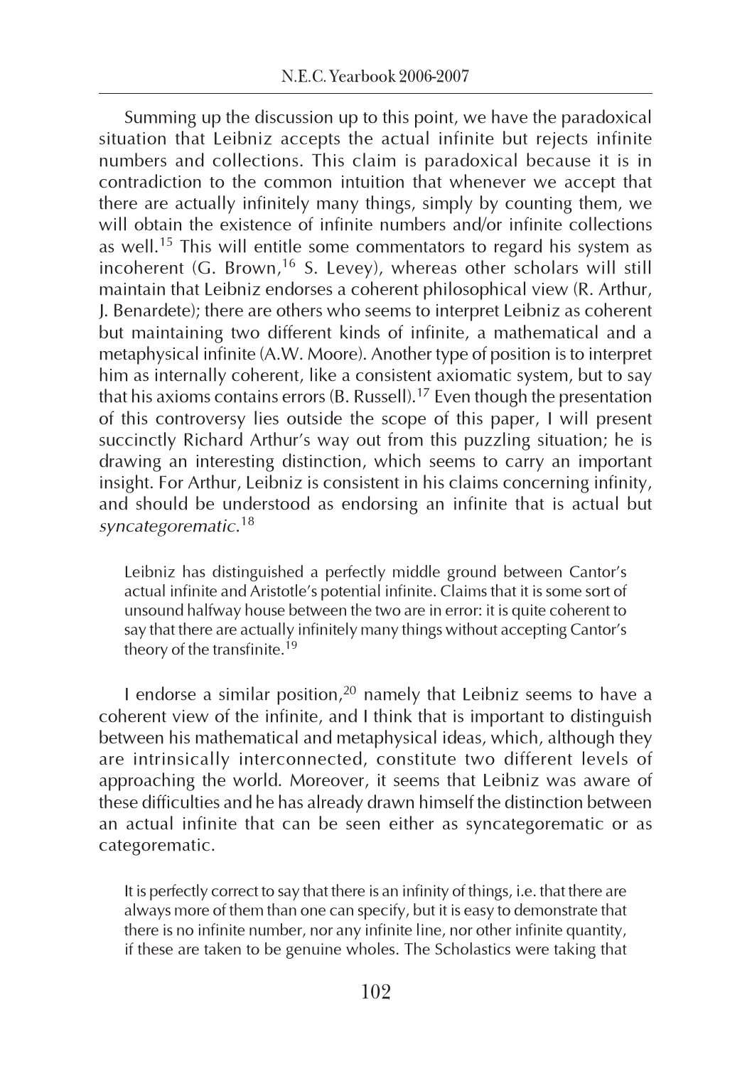Summing up the discussion up to this point, we have the paradoxical situation that Leibniz accepts the actual infinite but rejects infinite numbers and collections. This claim is paradoxical because it is in contradiction to the common intuition that whenever we accept that there are actually infinitely many things, simply by counting them, we will obtain the existence of infinite numbers and/or infinite collections as well.[15] This will entitle some commentators to regard his system as incoherent (G. Brown,[16] S. Levey), whereas other scholars will still maintain that Leibniz endorses a coherent philosophical view (R. Arthur, J. Benardete); there are others who seems to interpret Leibniz as coherent but maintaining two different kinds of infinite, a mathematical and a metaphysical infinite (A.W. Moore). Another type of position is to interpret him as internally coherent, like a consistent axiomatic system, but to say that his axioms contains errors (B. Russell).[17] Even though the presentation of this controversy lies outside the scope of this paper, I will present succinctly Richard Arthur's way out from this puzzling situation; he is drawing an interesting distinction, which seems to carry an important insight. For Arthur, Leibniz is consistent in his claims concerning infinity, and should be understood as endorsing an infinite that is actual but *syncategorematic*.[18]

> Leibniz has distinguished a perfectly middle ground between Cantor's actual infinite and Aristotle's potential infinite. Claims that it is some sort of unsound halfway house between the two are in error: it is quite coherent to say that there are actually infinitely many things without accepting Cantor's theory of the transfinite.[19]

I endorse a similar position,[20] namely that Leibniz seems to have a coherent view of the infinite, and I think that is important to distinguish between his mathematical and metaphysical ideas, which, although they are intrinsically interconnected, constitute two different levels of approaching the world. Moreover, it seems that Leibniz was aware of these difficulties and he has already drawn himself the distinction between an actual infinite that can be seen either as syncategorematic or as categorematic.

> It is perfectly correct to say that there is an infinity of things, i.e. that there are always more of them than one can specify, but it is easy to demonstrate that there is no infinite number, nor any infinite line, nor other infinite quantity, if these are taken to be genuine wholes. The Scholastics were taking that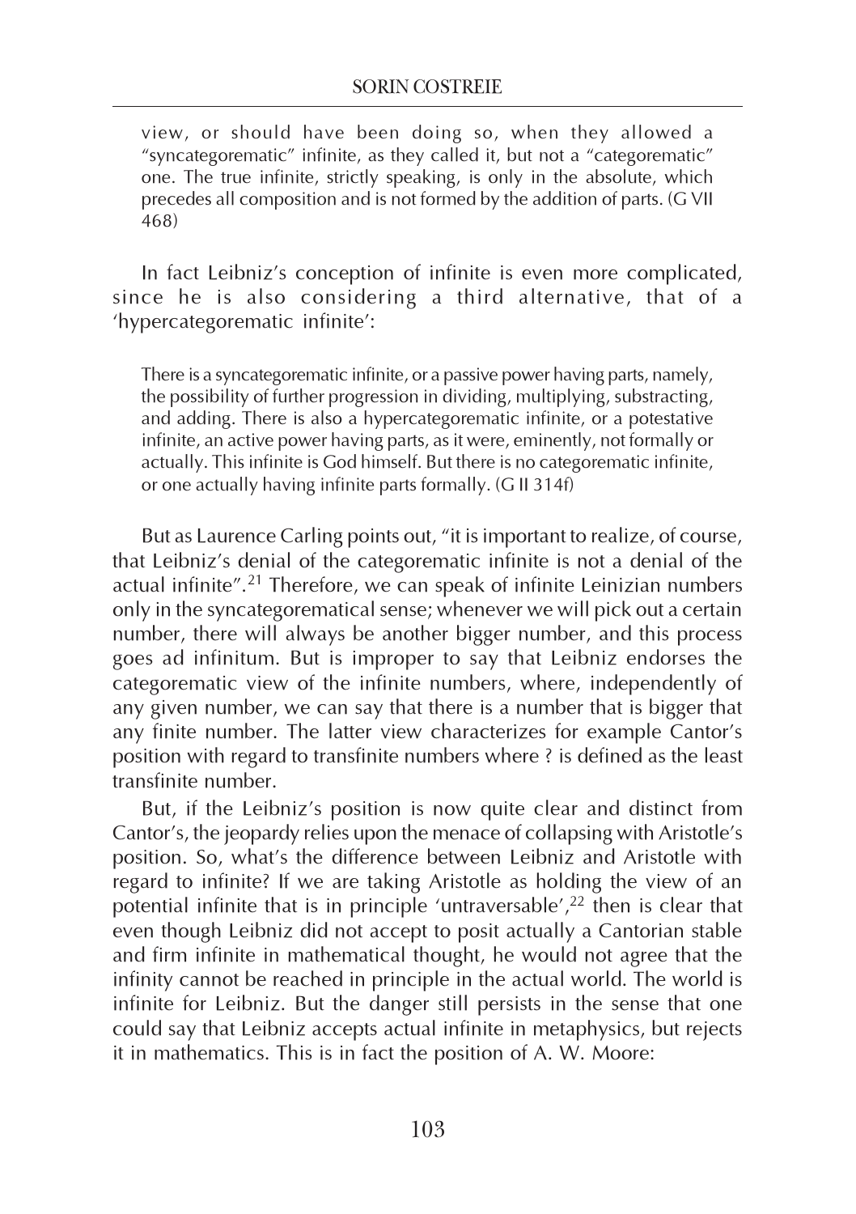> view, or should have been doing so, when they allowed a "syncategorematic" infinite, as they called it, but not a "categorematic" one. The true infinite, strictly speaking, is only in the absolute, which precedes all composition and is not formed by the addition of parts. (G VII 468)

In fact Leibniz's conception of infinite is even more complicated, since he is also considering a third alternative, that of a 'hypercategorematic infinite':

> There is a syncategorematic infinite, or a passive power having parts, namely, the possibility of further progression in dividing, multiplying, substracting, and adding. There is also a hypercategorematic infinite, or a potestative infinite, an active power having parts, as it were, eminently, not formally or actually. This infinite is God himself. But there is no categorematic infinite, or one actually having infinite parts formally. (G II 314f)

But as Laurence Carling points out, "it is important to realize, of course, that Leibniz's denial of the categorematic infinite is not a denial of the actual infinite".[21] Therefore, we can speak of infinite Leinizian numbers only in the syncategorematical sense; whenever we will pick out a certain number, there will always be another bigger number, and this process goes ad infinitum. But is improper to say that Leibniz endorses the categorematic view of the infinite numbers, where, independently of any given number, we can say that there is a number that is bigger that any finite number. The latter view characterizes for example Cantor's position with regard to transfinite numbers where ? is defined as the least transfinite number.

But, if the Leibniz's position is now quite clear and distinct from Cantor's, the jeopardy relies upon the menace of collapsing with Aristotle's position. So, what's the difference between Leibniz and Aristotle with regard to infinite? If we are taking Aristotle as holding the view of an potential infinite that is in principle 'untraversable',[22] then is clear that even though Leibniz did not accept to posit actually a Cantorian stable and firm infinite in mathematical thought, he would not agree that the infinity cannot be reached in principle in the actual world. The world is infinite for Leibniz. But the danger still persists in the sense that one could say that Leibniz accepts actual infinite in metaphysics, but rejects it in mathematics. This is in fact the position of A. W. Moore: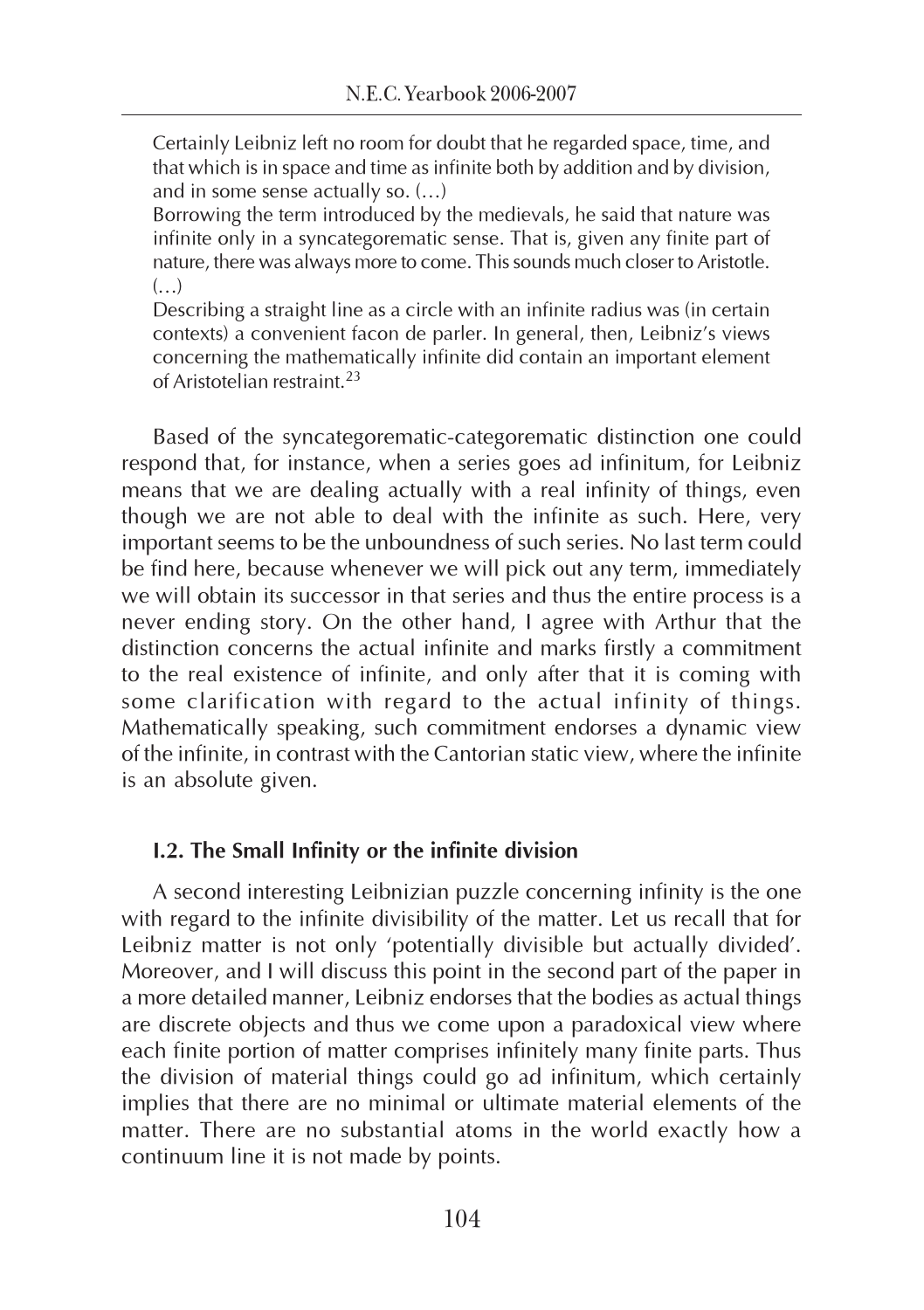> Certainly Leibniz left no room for doubt that he regarded space, time, and that which is in space and time as infinite both by addition and by division, and in some sense actually so. (…)
> Borrowing the term introduced by the medievals, he said that nature was infinite only in a syncategorematic sense. That is, given any finite part of nature, there was always more to come. This sounds much closer to Aristotle. (…)
> Describing a straight line as a circle with an infinite radius was (in certain contexts) a convenient facon de parler. In general, then, Leibniz's views concerning the mathematically infinite did contain an important element of Aristotelian restraint.[23]

Based of the syncategorematic-categorematic distinction one could respond that, for instance, when a series goes ad infinitum, for Leibniz means that we are dealing actually with a real infinity of things, even though we are not able to deal with the infinite as such. Here, very important seems to be the unboundness of such series. No last term could be find here, because whenever we will pick out any term, immediately we will obtain its successor in that series and thus the entire process is a never ending story. On the other hand, I agree with Arthur that the distinction concerns the actual infinite and marks firstly a commitment to the real existence of infinite, and only after that it is coming with some clarification with regard to the actual infinity of things. Mathematically speaking, such commitment endorses a dynamic view of the infinite, in contrast with the Cantorian static view, where the infinite is an absolute given.

### I.2. The Small Infinity or the infinite division

A second interesting Leibnizian puzzle concerning infinity is the one with regard to the infinite divisibility of the matter. Let us recall that for Leibniz matter is not only 'potentially divisible but actually divided'. Moreover, and I will discuss this point in the second part of the paper in a more detailed manner, Leibniz endorses that the bodies as actual things are discrete objects and thus we come upon a paradoxical view where each finite portion of matter comprises infinitely many finite parts. Thus the division of material things could go ad infinitum, which certainly implies that there are no minimal or ultimate material elements of the matter. There are no substantial atoms in the world exactly how a continuum line it is not made by points.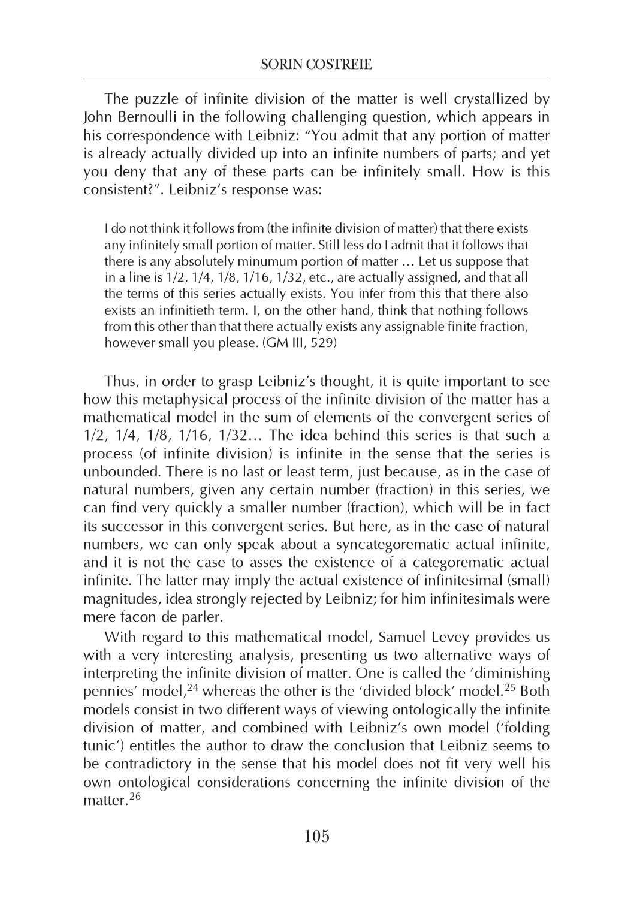The puzzle of infinite division of the matter is well crystallized by John Bernoulli in the following challenging question, which appears in his correspondence with Leibniz: "You admit that any portion of matter is already actually divided up into an infinite numbers of parts; and yet you deny that any of these parts can be infinitely small. How is this consistent?". Leibniz's response was:

> I do not think it follows from (the infinite division of matter) that there exists any infinitely small portion of matter. Still less do I admit that it follows that there is any absolutely minumum portion of matter … Let us suppose that in a line is 1/2, 1/4, 1/8, 1/16, 1/32, etc., are actually assigned, and that all the terms of this series actually exists. You infer from this that there also exists an infinitieth term. I, on the other hand, think that nothing follows from this other than that there actually exists any assignable finite fraction, however small you please. (GM III, 529)

Thus, in order to grasp Leibniz's thought, it is quite important to see how this metaphysical process of the infinite division of the matter has a mathematical model in the sum of elements of the convergent series of 1/2, 1/4, 1/8, 1/16, 1/32… The idea behind this series is that such a process (of infinite division) is infinite in the sense that the series is unbounded. There is no last or least term, just because, as in the case of natural numbers, given any certain number (fraction) in this series, we can find very quickly a smaller number (fraction), which will be in fact its successor in this convergent series. But here, as in the case of natural numbers, we can only speak about a syncategorematic actual infinite, and it is not the case to asses the existence of a categorematic actual infinite. The latter may imply the actual existence of infinitesimal (small) magnitudes, idea strongly rejected by Leibniz; for him infinitesimals were mere facon de parler.

With regard to this mathematical model, Samuel Levey provides us with a very interesting analysis, presenting us two alternative ways of interpreting the infinite division of matter. One is called the 'diminishing pennies' model,[24] whereas the other is the 'divided block' model.[25] Both models consist in two different ways of viewing ontologically the infinite division of matter, and combined with Leibniz's own model ('folding tunic') entitles the author to draw the conclusion that Leibniz seems to be contradictory in the sense that his model does not fit very well his own ontological considerations concerning the infinite division of the matter.[26]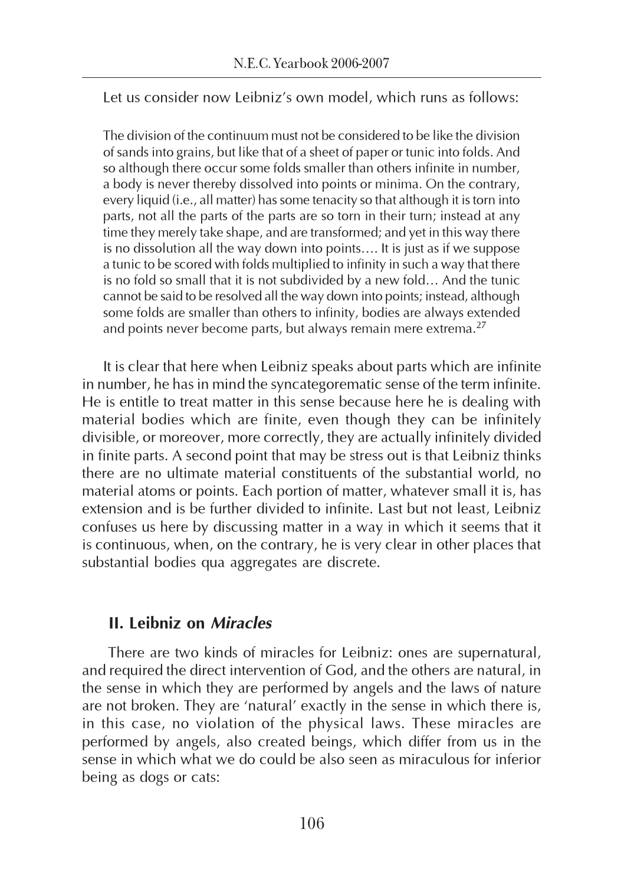Let us consider now Leibniz's own model, which runs as follows:

> The division of the continuum must not be considered to be like the division of sands into grains, but like that of a sheet of paper or tunic into folds. And so although there occur some folds smaller than others infinite in number, a body is never thereby dissolved into points or minima. On the contrary, every liquid (i.e., all matter) has some tenacity so that although it is torn into parts, not all the parts of the parts are so torn in their turn; instead at any time they merely take shape, and are transformed; and yet in this way there is no dissolution all the way down into points…. It is just as if we suppose a tunic to be scored with folds multiplied to infinity in such a way that there is no fold so small that it is not subdivided by a new fold… And the tunic cannot be said to be resolved all the way down into points; instead, although some folds are smaller than others to infinity, bodies are always extended and points never become parts, but always remain mere extrema.[27]

It is clear that here when Leibniz speaks about parts which are infinite in number, he has in mind the syncategorematic sense of the term infinite. He is entitle to treat matter in this sense because here he is dealing with material bodies which are finite, even though they can be infinitely divisible, or moreover, more correctly, they are actually infinitely divided in finite parts. A second point that may be stress out is that Leibniz thinks there are no ultimate material constituents of the substantial world, no material atoms or points. Each portion of matter, whatever small it is, has extension and is be further divided to infinite. Last but not least, Leibniz confuses us here by discussing matter in a way in which it seems that it is continuous, when, on the contrary, he is very clear in other places that substantial bodies qua aggregates are discrete.

## II. Leibniz on *Miracles*

There are two kinds of miracles for Leibniz: ones are supernatural, and required the direct intervention of God, and the others are natural, in the sense in which they are performed by angels and the laws of nature are not broken. They are 'natural' exactly in the sense in which there is, in this case, no violation of the physical laws. These miracles are performed by angels, also created beings, which differ from us in the sense in which what we do could be also seen as miraculous for inferior being as dogs or cats: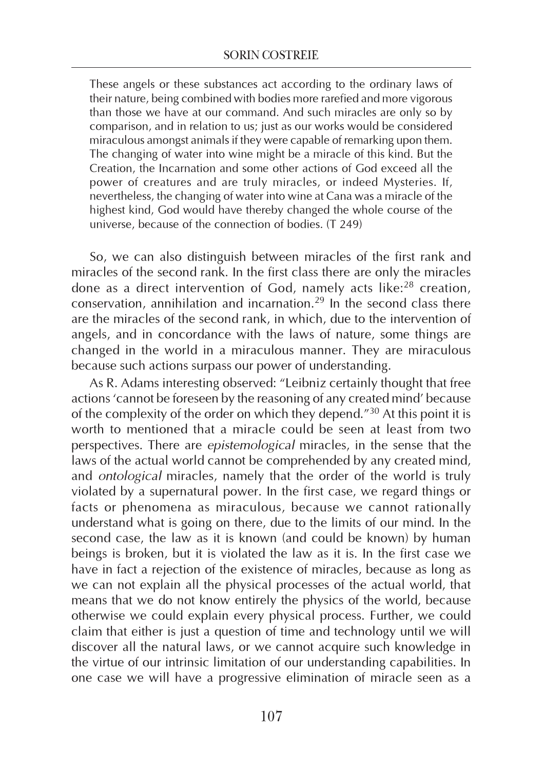> These angels or these substances act according to the ordinary laws of their nature, being combined with bodies more rarefied and more vigorous than those we have at our command. And such miracles are only so by comparison, and in relation to us; just as our works would be considered miraculous amongst animals if they were capable of remarking upon them. The changing of water into wine might be a miracle of this kind. But the Creation, the Incarnation and some other actions of God exceed all the power of creatures and are truly miracles, or indeed Mysteries. If, nevertheless, the changing of water into wine at Cana was a miracle of the highest kind, God would have thereby changed the whole course of the universe, because of the connection of bodies. (T 249)

So, we can also distinguish between miracles of the first rank and miracles of the second rank. In the first class there are only the miracles done as a direct intervention of God, namely acts like:[28] creation, conservation, annihilation and incarnation.[29] In the second class there are the miracles of the second rank, in which, due to the intervention of angels, and in concordance with the laws of nature, some things are changed in the world in a miraculous manner. They are miraculous because such actions surpass our power of understanding.

As R. Adams interesting observed: "Leibniz certainly thought that free actions 'cannot be foreseen by the reasoning of any created mind' because of the complexity of the order on which they depend."[30] At this point it is worth to mentioned that a miracle could be seen at least from two perspectives. There are *epistemological* miracles, in the sense that the laws of the actual world cannot be comprehended by any created mind, and *ontological* miracles, namely that the order of the world is truly violated by a supernatural power. In the first case, we regard things or facts or phenomena as miraculous, because we cannot rationally understand what is going on there, due to the limits of our mind. In the second case, the law as it is known (and could be known) by human beings is broken, but it is violated the law as it is. In the first case we have in fact a rejection of the existence of miracles, because as long as we can not explain all the physical processes of the actual world, that means that we do not know entirely the physics of the world, because otherwise we could explain every physical process. Further, we could claim that either is just a question of time and technology until we will discover all the natural laws, or we cannot acquire such knowledge in the virtue of our intrinsic limitation of our understanding capabilities. In one case we will have a progressive elimination of miracle seen as a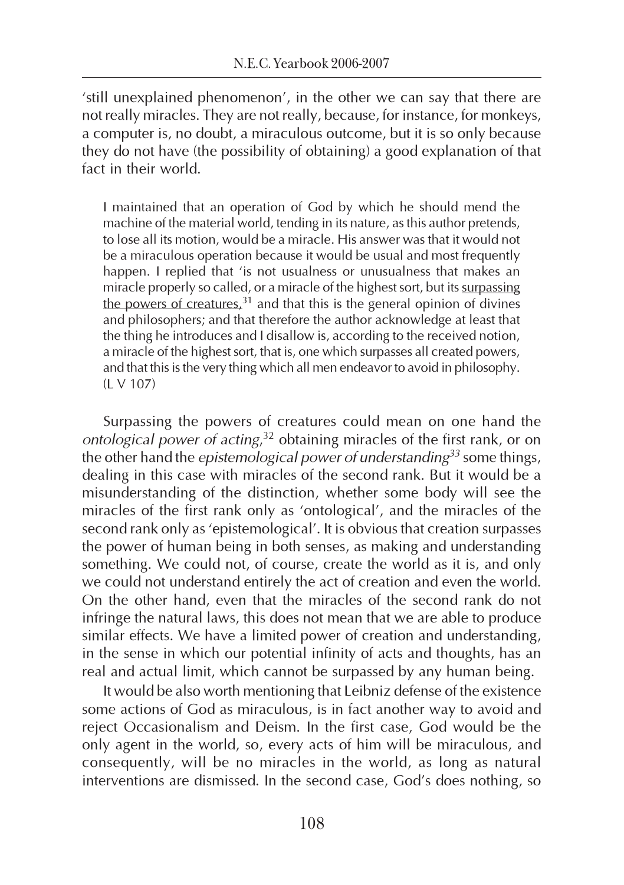'still unexplained phenomenon', in the other we can say that there are not really miracles. They are not really, because, for instance, for monkeys, a computer is, no doubt, a miraculous outcome, but it is so only because they do not have (the possibility of obtaining) a good explanation of that fact in their world.

> I maintained that an operation of God by which he should mend the machine of the material world, tending in its nature, as this author pretends, to lose all its motion, would be a miracle. His answer was that it would not be a miraculous operation because it would be usual and most frequently happen. I replied that 'is not usualness or unusualness that makes an miracle properly so called, or a miracle of the highest sort, but its <u>surpassing the powers of creatures,</u>[31] and that this is the general opinion of divines and philosophers; and that therefore the author acknowledge at least that the thing he introduces and I disallow is, according to the received notion, a miracle of the highest sort, that is, one which surpasses all created powers, and that this is the very thing which all men endeavor to avoid in philosophy. (L V 107)

Surpassing the powers of creatures could mean on one hand the *ontological power of acting,*[32] obtaining miracles of the first rank, or on the other hand the *epistemological power of understanding*[33] some things, dealing in this case with miracles of the second rank. But it would be a misunderstanding of the distinction, whether some body will see the miracles of the first rank only as 'ontological', and the miracles of the second rank only as 'epistemological'. It is obvious that creation surpasses the power of human being in both senses, as making and understanding something. We could not, of course, create the world as it is, and only we could not understand entirely the act of creation and even the world. On the other hand, even that the miracles of the second rank do not infringe the natural laws, this does not mean that we are able to produce similar effects. We have a limited power of creation and understanding, in the sense in which our potential infinity of acts and thoughts, has an real and actual limit, which cannot be surpassed by any human being.

It would be also worth mentioning that Leibniz defense of the existence some actions of God as miraculous, is in fact another way to avoid and reject Occasionalism and Deism. In the first case, God would be the only agent in the world, so, every acts of him will be miraculous, and consequently, will be no miracles in the world, as long as natural interventions are dismissed. In the second case, God's does nothing, so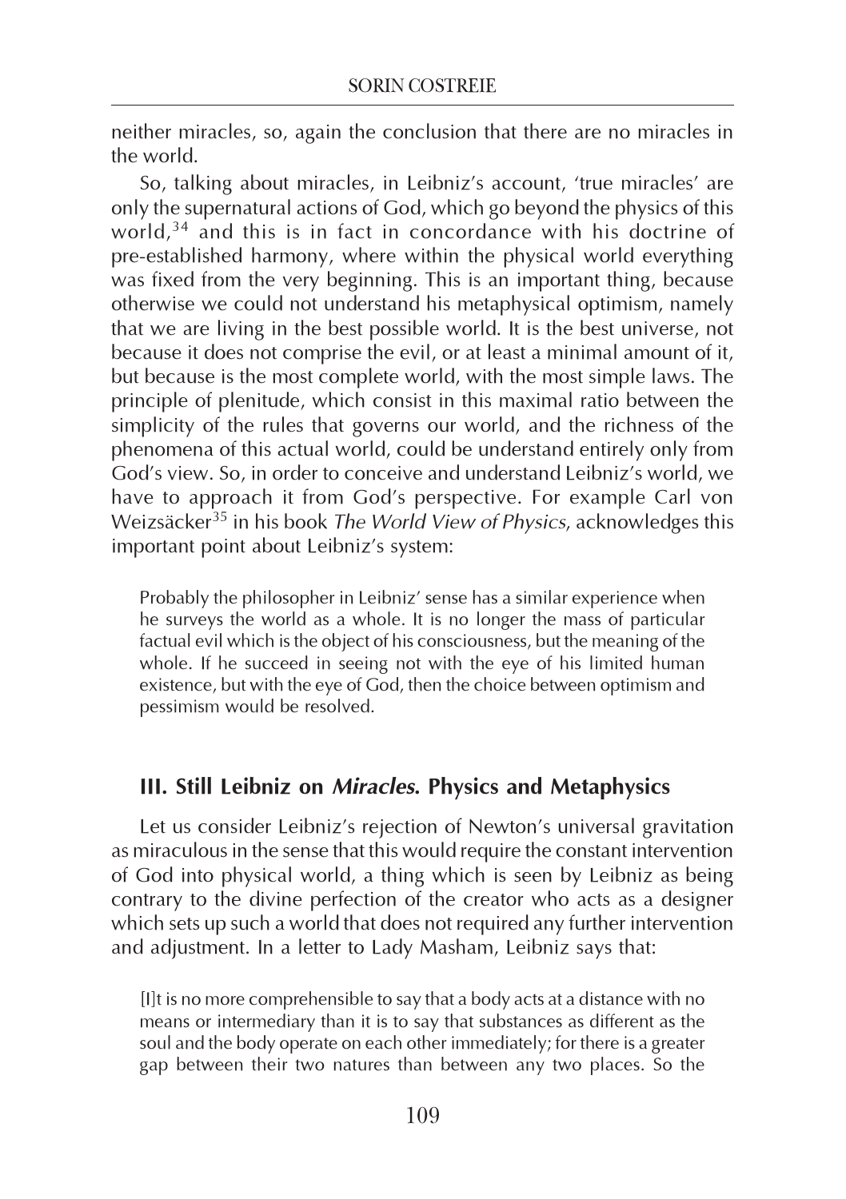neither miracles, so, again the conclusion that there are no miracles in the world.

So, talking about miracles, in Leibniz's account, 'true miracles' are only the supernatural actions of God, which go beyond the physics of this world,[34] and this is in fact in concordance with his doctrine of pre-established harmony, where within the physical world everything was fixed from the very beginning. This is an important thing, because otherwise we could not understand his metaphysical optimism, namely that we are living in the best possible world. It is the best universe, not because it does not comprise the evil, or at least a minimal amount of it, but because is the most complete world, with the most simple laws. The principle of plenitude, which consist in this maximal ratio between the simplicity of the rules that governs our world, and the richness of the phenomena of this actual world, could be understand entirely only from God's view. So, in order to conceive and understand Leibniz's world, we have to approach it from God's perspective. For example Carl von Weizsäcker[35] in his book *The World View of Physics*, acknowledges this important point about Leibniz's system:

> Probably the philosopher in Leibniz' sense has a similar experience when he surveys the world as a whole. It is no longer the mass of particular factual evil which is the object of his consciousness, but the meaning of the whole. If he succeed in seeing not with the eye of his limited human existence, but with the eye of God, then the choice between optimism and pessimism would be resolved.

## III. Still Leibniz on *Miracles*. Physics and Metaphysics

Let us consider Leibniz's rejection of Newton's universal gravitation as miraculous in the sense that this would require the constant intervention of God into physical world, a thing which is seen by Leibniz as being contrary to the divine perfection of the creator who acts as a designer which sets up such a world that does not required any further intervention and adjustment. In a letter to Lady Masham, Leibniz says that:

> [I]t is no more comprehensible to say that a body acts at a distance with no means or intermediary than it is to say that substances as different as the soul and the body operate on each other immediately; for there is a greater gap between their two natures than between any two places. So the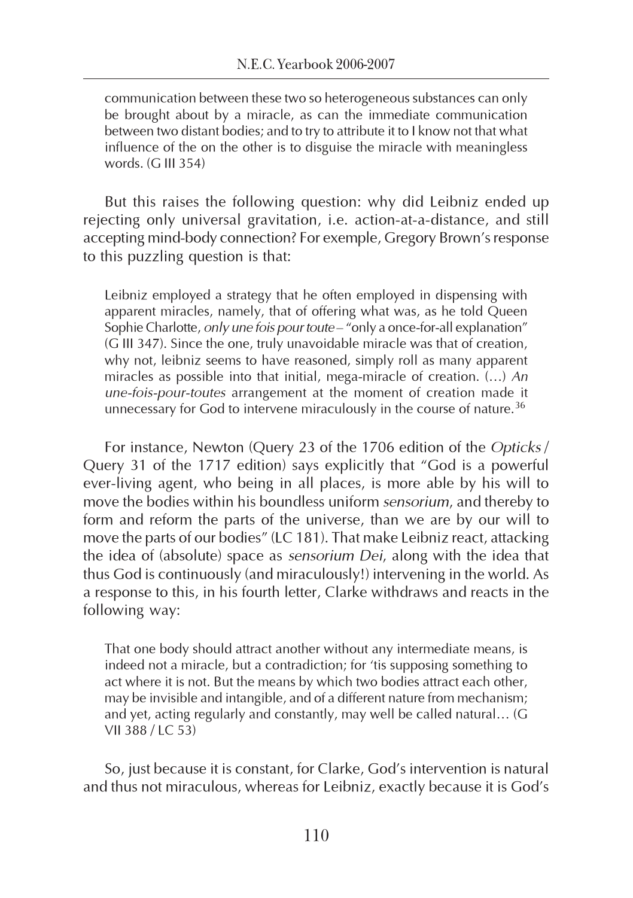> communication between these two so heterogeneous substances can only be brought about by a miracle, as can the immediate communication between two distant bodies; and to try to attribute it to I know not that what influence of the on the other is to disguise the miracle with meaningless words. (G III 354)

But this raises the following question: why did Leibniz ended up rejecting only universal gravitation, i.e. action-at-a-distance, and still accepting mind-body connection? For exemple, Gregory Brown's response to this puzzling question is that:

> Leibniz employed a strategy that he often employed in dispensing with apparent miracles, namely, that of offering what was, as he told Queen Sophie Charlotte, *only une fois pour toute* – "only a once-for-all explanation" (G III 347). Since the one, truly unavoidable miracle was that of creation, why not, leibniz seems to have reasoned, simply roll as many apparent miracles as possible into that initial, mega-miracle of creation. (…) *An une-fois-pour-toutes* arrangement at the moment of creation made it unnecessary for God to intervene miraculously in the course of nature.[36]

For instance, Newton (Query 23 of the 1706 edition of the *Opticks* / Query 31 of the 1717 edition) says explicitly that "God is a powerful ever-living agent, who being in all places, is more able by his will to move the bodies within his boundless uniform *sensorium*, and thereby to form and reform the parts of the universe, than we are by our will to move the parts of our bodies" (LC 181). That make Leibniz react, attacking the idea of (absolute) space as *sensorium Dei*, along with the idea that thus God is continuously (and miraculously!) intervening in the world. As a response to this, in his fourth letter, Clarke withdraws and reacts in the following way:

> That one body should attract another without any intermediate means, is indeed not a miracle, but a contradiction; for 'tis supposing something to act where it is not. But the means by which two bodies attract each other, may be invisible and intangible, and of a different nature from mechanism; and yet, acting regularly and constantly, may well be called natural… (G VII 388 / LC 53)

So, just because it is constant, for Clarke, God's intervention is natural and thus not miraculous, whereas for Leibniz, exactly because it is God's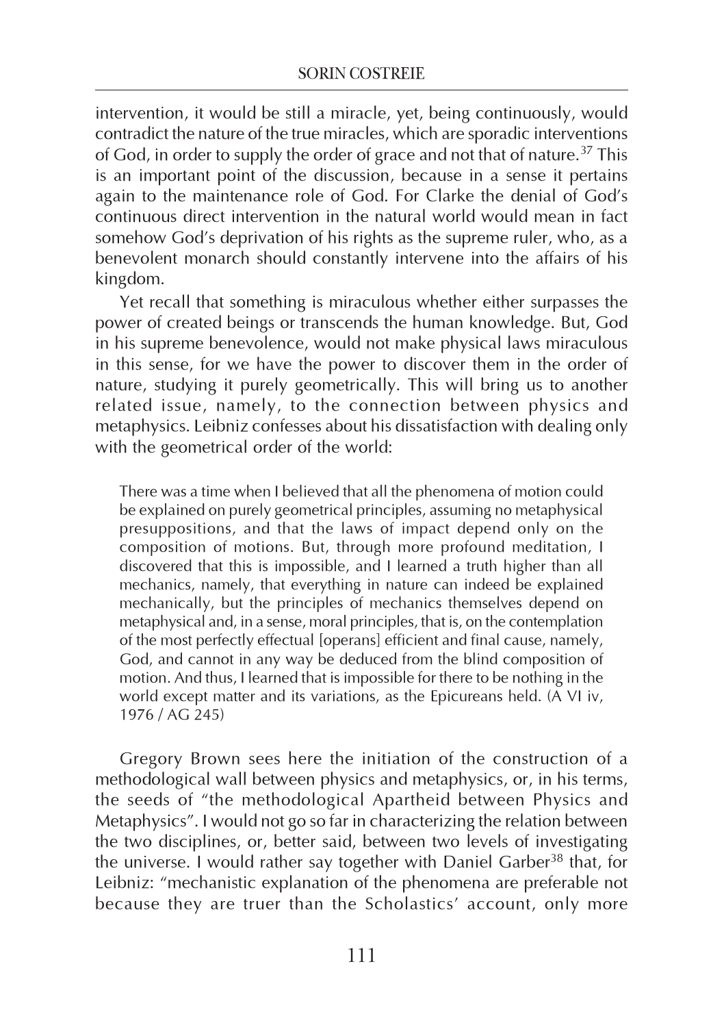intervention, it would be still a miracle, yet, being continuously, would contradict the nature of the true miracles, which are sporadic interventions of God, in order to supply the order of grace and not that of nature.[37] This is an important point of the discussion, because in a sense it pertains again to the maintenance role of God. For Clarke the denial of God's continuous direct intervention in the natural world would mean in fact somehow God's deprivation of his rights as the supreme ruler, who, as a benevolent monarch should constantly intervene into the affairs of his kingdom.

Yet recall that something is miraculous whether either surpasses the power of created beings or transcends the human knowledge. But, God in his supreme benevolence, would not make physical laws miraculous in this sense, for we have the power to discover them in the order of nature, studying it purely geometrically. This will bring us to another related issue, namely, to the connection between physics and metaphysics. Leibniz confesses about his dissatisfaction with dealing only with the geometrical order of the world:

> There was a time when I believed that all the phenomena of motion could be explained on purely geometrical principles, assuming no metaphysical presuppositions, and that the laws of impact depend only on the composition of motions. But, through more profound meditation, I discovered that this is impossible, and I learned a truth higher than all mechanics, namely, that everything in nature can indeed be explained mechanically, but the principles of mechanics themselves depend on metaphysical and, in a sense, moral principles, that is, on the contemplation of the most perfectly effectual [operans] efficient and final cause, namely, God, and cannot in any way be deduced from the blind composition of motion. And thus, I learned that is impossible for there to be nothing in the world except matter and its variations, as the Epicureans held. (A VI iv, 1976 / AG 245)

Gregory Brown sees here the initiation of the construction of a methodological wall between physics and metaphysics, or, in his terms, the seeds of "the methodological Apartheid between Physics and Metaphysics". I would not go so far in characterizing the relation between the two disciplines, or, better said, between two levels of investigating the universe. I would rather say together with Daniel Garber[38] that, for Leibniz: "mechanistic explanation of the phenomena are preferable not because they are truer than the Scholastics' account, only more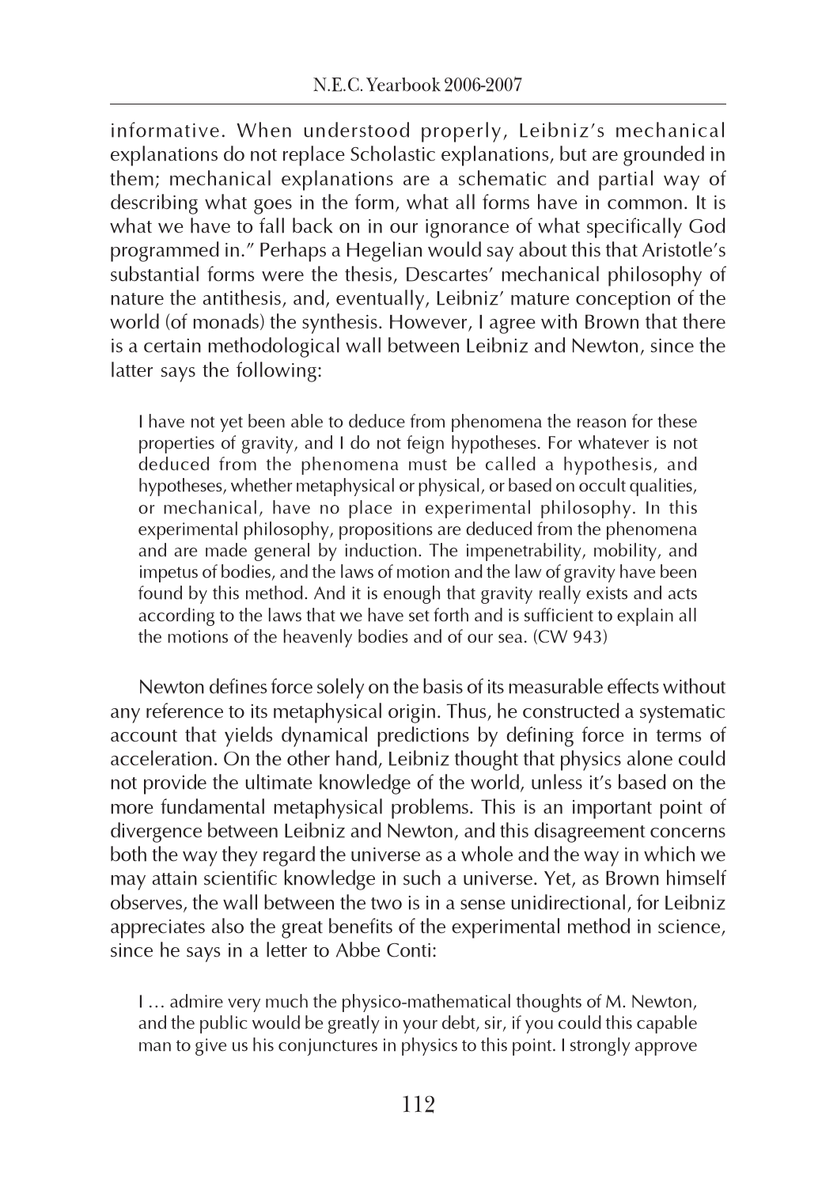informative. When understood properly, Leibniz's mechanical explanations do not replace Scholastic explanations, but are grounded in them; mechanical explanations are a schematic and partial way of describing what goes in the form, what all forms have in common. It is what we have to fall back on in our ignorance of what specifically God programmed in." Perhaps a Hegelian would say about this that Aristotle's substantial forms were the thesis, Descartes' mechanical philosophy of nature the antithesis, and, eventually, Leibniz' mature conception of the world (of monads) the synthesis. However, I agree with Brown that there is a certain methodological wall between Leibniz and Newton, since the latter says the following:

> I have not yet been able to deduce from phenomena the reason for these properties of gravity, and I do not feign hypotheses. For whatever is not deduced from the phenomena must be called a hypothesis, and hypotheses, whether metaphysical or physical, or based on occult qualities, or mechanical, have no place in experimental philosophy. In this experimental philosophy, propositions are deduced from the phenomena and are made general by induction. The impenetrability, mobility, and impetus of bodies, and the laws of motion and the law of gravity have been found by this method. And it is enough that gravity really exists and acts according to the laws that we have set forth and is sufficient to explain all the motions of the heavenly bodies and of our sea. (CW 943)

Newton defines force solely on the basis of its measurable effects without any reference to its metaphysical origin. Thus, he constructed a systematic account that yields dynamical predictions by defining force in terms of acceleration. On the other hand, Leibniz thought that physics alone could not provide the ultimate knowledge of the world, unless it's based on the more fundamental metaphysical problems. This is an important point of divergence between Leibniz and Newton, and this disagreement concerns both the way they regard the universe as a whole and the way in which we may attain scientific knowledge in such a universe. Yet, as Brown himself observes, the wall between the two is in a sense unidirectional, for Leibniz appreciates also the great benefits of the experimental method in science, since he says in a letter to Abbe Conti:

> I … admire very much the physico-mathematical thoughts of M. Newton, and the public would be greatly in your debt, sir, if you could this capable man to give us his conjunctures in physics to this point. I strongly approve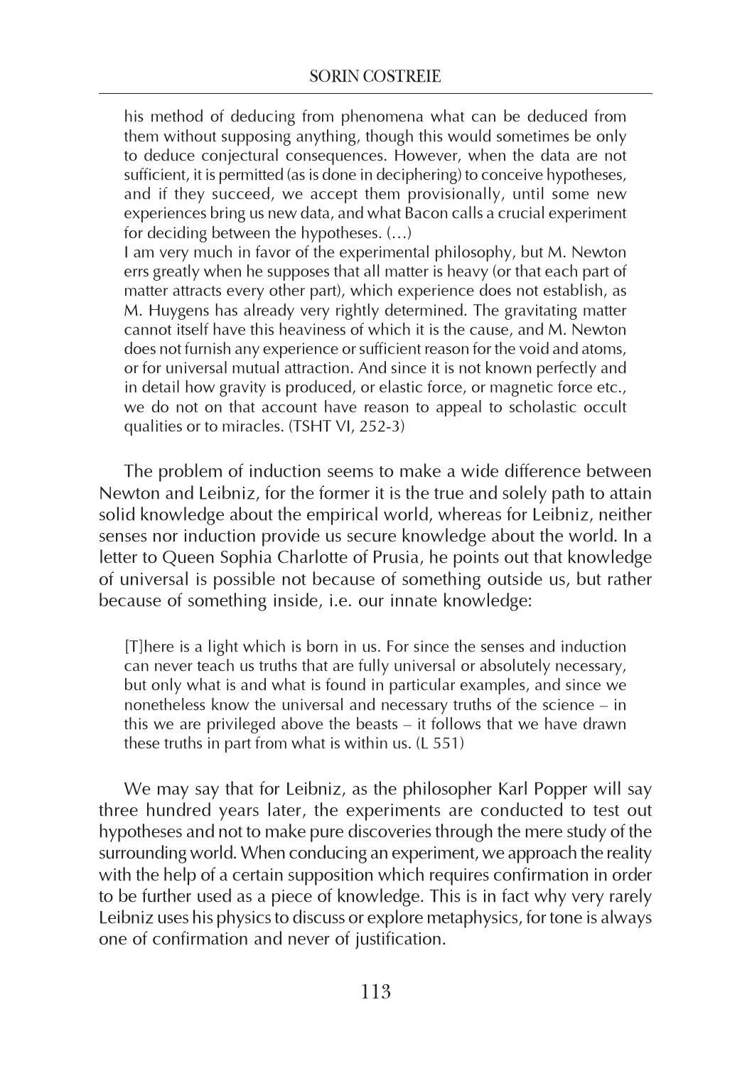> his method of deducing from phenomena what can be deduced from them without supposing anything, though this would sometimes be only to deduce conjectural consequences. However, when the data are not sufficient, it is permitted (as is done in deciphering) to conceive hypotheses, and if they succeed, we accept them provisionally, until some new experiences bring us new data, and what Bacon calls a crucial experiment for deciding between the hypotheses. (…)
> I am very much in favor of the experimental philosophy, but M. Newton errs greatly when he supposes that all matter is heavy (or that each part of matter attracts every other part), which experience does not establish, as M. Huygens has already very rightly determined. The gravitating matter cannot itself have this heaviness of which it is the cause, and M. Newton does not furnish any experience or sufficient reason for the void and atoms, or for universal mutual attraction. And since it is not known perfectly and in detail how gravity is produced, or elastic force, or magnetic force etc., we do not on that account have reason to appeal to scholastic occult qualities or to miracles. (TSHT VI, 252-3)

The problem of induction seems to make a wide difference between Newton and Leibniz, for the former it is the true and solely path to attain solid knowledge about the empirical world, whereas for Leibniz, neither senses nor induction provide us secure knowledge about the world. In a letter to Queen Sophia Charlotte of Prusia, he points out that knowledge of universal is possible not because of something outside us, but rather because of something inside, i.e. our innate knowledge:

> [T]here is a light which is born in us. For since the senses and induction can never teach us truths that are fully universal or absolutely necessary, but only what is and what is found in particular examples, and since we nonetheless know the universal and necessary truths of the science – in this we are privileged above the beasts – it follows that we have drawn these truths in part from what is within us. (L 551)

We may say that for Leibniz, as the philosopher Karl Popper will say three hundred years later, the experiments are conducted to test out hypotheses and not to make pure discoveries through the mere study of the surrounding world. When conducing an experiment, we approach the reality with the help of a certain supposition which requires confirmation in order to be further used as a piece of knowledge. This is in fact why very rarely Leibniz uses his physics to discuss or explore metaphysics, for tone is always one of confirmation and never of justification.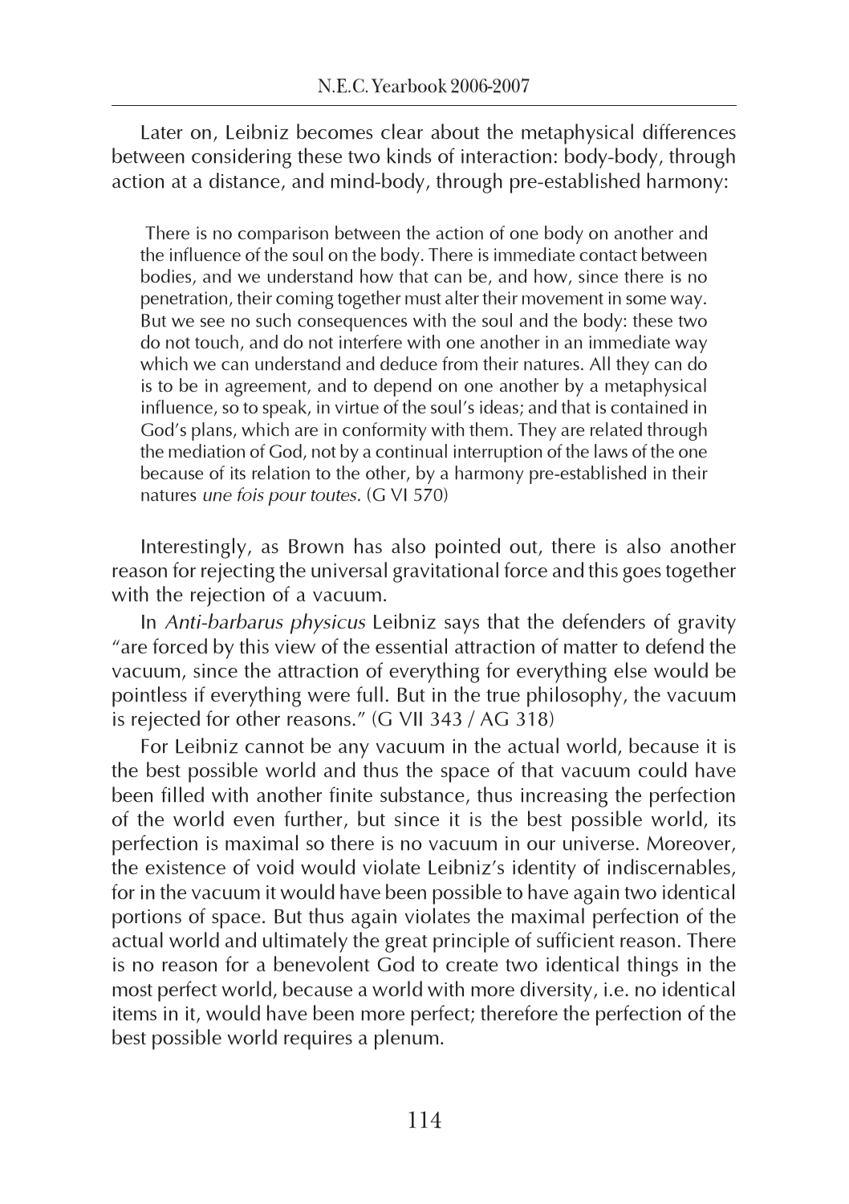Later on, Leibniz becomes clear about the metaphysical differences between considering these two kinds of interaction: body-body, through action at a distance, and mind-body, through pre-established harmony:

> There is no comparison between the action of one body on another and the influence of the soul on the body. There is immediate contact between bodies, and we understand how that can be, and how, since there is no penetration, their coming together must alter their movement in some way. But we see no such consequences with the soul and the body: these two do not touch, and do not interfere with one another in an immediate way which we can understand and deduce from their natures. All they can do is to be in agreement, and to depend on one another by a metaphysical influence, so to speak, in virtue of the soul's ideas; and that is contained in God's plans, which are in conformity with them. They are related through the mediation of God, not by a continual interruption of the laws of the one because of its relation to the other, by a harmony pre-established in their natures *une fois pour toutes*. (G VI 570)

Interestingly, as Brown has also pointed out, there is also another reason for rejecting the universal gravitational force and this goes together with the rejection of a vacuum.

In *Anti-barbarus physicus* Leibniz says that the defenders of gravity "are forced by this view of the essential attraction of matter to defend the vacuum, since the attraction of everything for everything else would be pointless if everything were full. But in the true philosophy, the vacuum is rejected for other reasons." (G VII 343 / AG 318)

For Leibniz cannot be any vacuum in the actual world, because it is the best possible world and thus the space of that vacuum could have been filled with another finite substance, thus increasing the perfection of the world even further, but since it is the best possible world, its perfection is maximal so there is no vacuum in our universe. Moreover, the existence of void would violate Leibniz's identity of indiscernables, for in the vacuum it would have been possible to have again two identical portions of space. But thus again violates the maximal perfection of the actual world and ultimately the great principle of sufficient reason. There is no reason for a benevolent God to create two identical things in the most perfect world, because a world with more diversity, i.e. no identical items in it, would have been more perfect; therefore the perfection of the best possible world requires a plenum.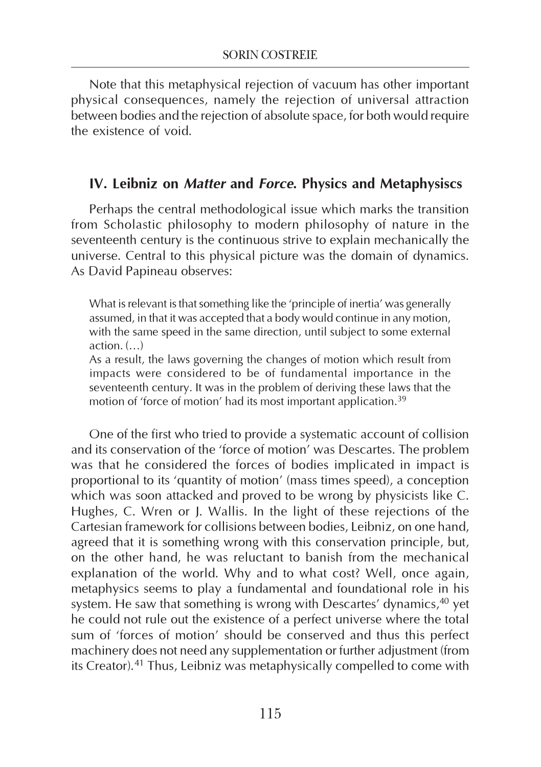Note that this metaphysical rejection of vacuum has other important physical consequences, namely the rejection of universal attraction between bodies and the rejection of absolute space, for both would require the existence of void.

## IV. Leibniz on *Matter* and *Force*. Physics and Metaphysiscs

Perhaps the central methodological issue which marks the transition from Scholastic philosophy to modern philosophy of nature in the seventeenth century is the continuous strive to explain mechanically the universe. Central to this physical picture was the domain of dynamics. As David Papineau observes:

> What is relevant is that something like the 'principle of inertia' was generally assumed, in that it was accepted that a body would continue in any motion, with the same speed in the same direction, until subject to some external action. (…)
> As a result, the laws governing the changes of motion which result from impacts were considered to be of fundamental importance in the seventeenth century. It was in the problem of deriving these laws that the motion of 'force of motion' had its most important application.[39]

One of the first who tried to provide a systematic account of collision and its conservation of the 'force of motion' was Descartes. The problem was that he considered the forces of bodies implicated in impact is proportional to its 'quantity of motion' (mass times speed), a conception which was soon attacked and proved to be wrong by physicists like C. Hughes, C. Wren or J. Wallis. In the light of these rejections of the Cartesian framework for collisions between bodies, Leibniz, on one hand, agreed that it is something wrong with this conservation principle, but, on the other hand, he was reluctant to banish from the mechanical explanation of the world. Why and to what cost? Well, once again, metaphysics seems to play a fundamental and foundational role in his system. He saw that something is wrong with Descartes' dynamics,[40] yet he could not rule out the existence of a perfect universe where the total sum of 'forces of motion' should be conserved and thus this perfect machinery does not need any supplementation or further adjustment (from its Creator).[41] Thus, Leibniz was metaphysically compelled to come with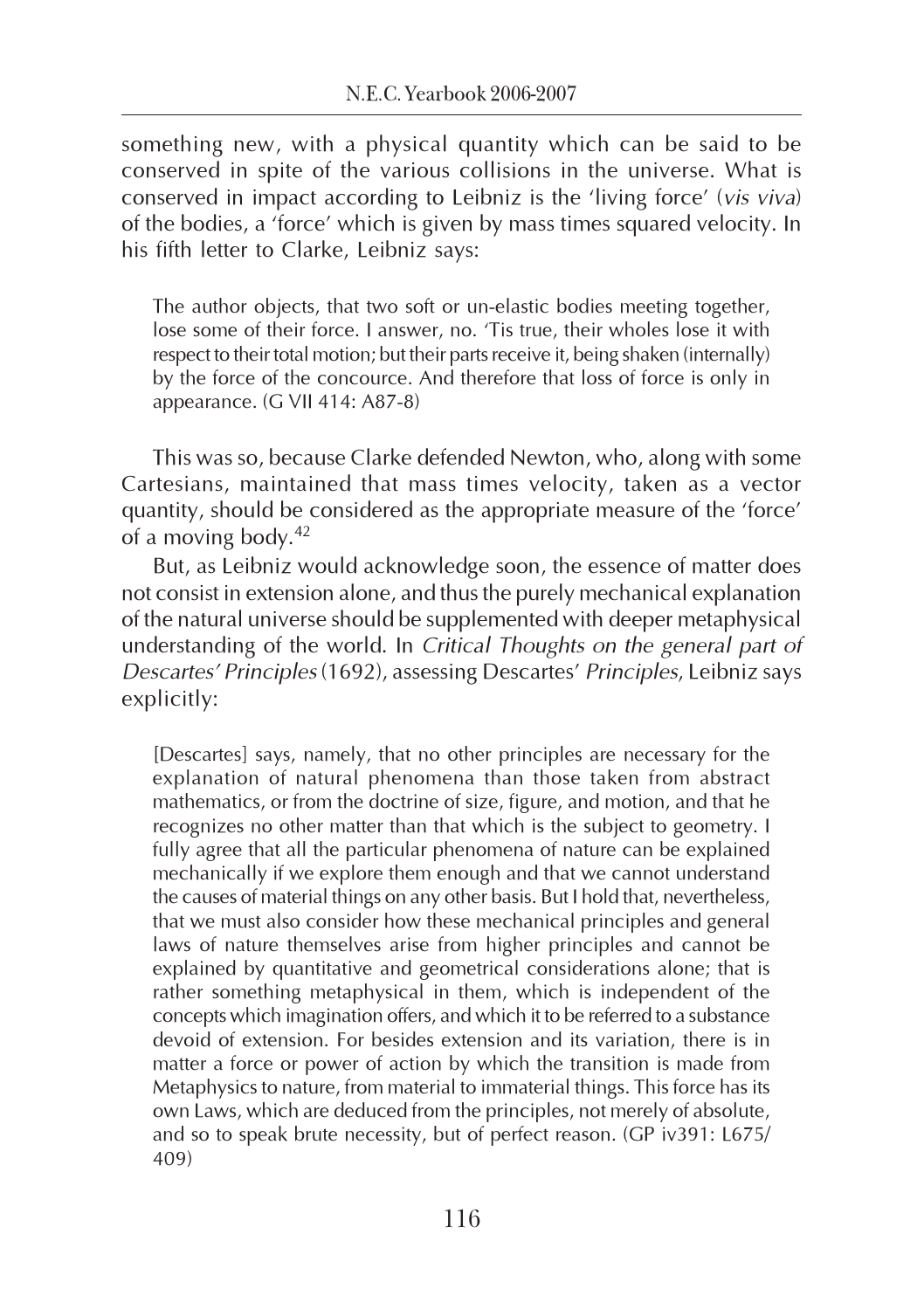something new, with a physical quantity which can be said to be conserved in spite of the various collisions in the universe. What is conserved in impact according to Leibniz is the 'living force' (*vis viva*) of the bodies, a 'force' which is given by mass times squared velocity. In his fifth letter to Clarke, Leibniz says:

> The author objects, that two soft or un-elastic bodies meeting together, lose some of their force. I answer, no. 'Tis true, their wholes lose it with respect to their total motion; but their parts receive it, being shaken (internally) by the force of the concource. And therefore that loss of force is only in appearance. (G VII 414: A87-8)

This was so, because Clarke defended Newton, who, along with some Cartesians, maintained that mass times velocity, taken as a vector quantity, should be considered as the appropriate measure of the 'force' of a moving body.[42]

But, as Leibniz would acknowledge soon, the essence of matter does not consist in extension alone, and thus the purely mechanical explanation of the natural universe should be supplemented with deeper metaphysical understanding of the world. In *Critical Thoughts on the general part of Descartes' Principles* (1692), assessing Descartes' *Principles*, Leibniz says explicitly:

> [Descartes] says, namely, that no other principles are necessary for the explanation of natural phenomena than those taken from abstract mathematics, or from the doctrine of size, figure, and motion, and that he recognizes no other matter than that which is the subject to geometry. I fully agree that all the particular phenomena of nature can be explained mechanically if we explore them enough and that we cannot understand the causes of material things on any other basis. But I hold that, nevertheless, that we must also consider how these mechanical principles and general laws of nature themselves arise from higher principles and cannot be explained by quantitative and geometrical considerations alone; that is rather something metaphysical in them, which is independent of the concepts which imagination offers, and which it to be referred to a substance devoid of extension. For besides extension and its variation, there is in matter a force or power of action by which the transition is made from Metaphysics to nature, from material to immaterial things. This force has its own Laws, which are deduced from the principles, not merely of absolute, and so to speak brute necessity, but of perfect reason. (GP iv391: L675/409)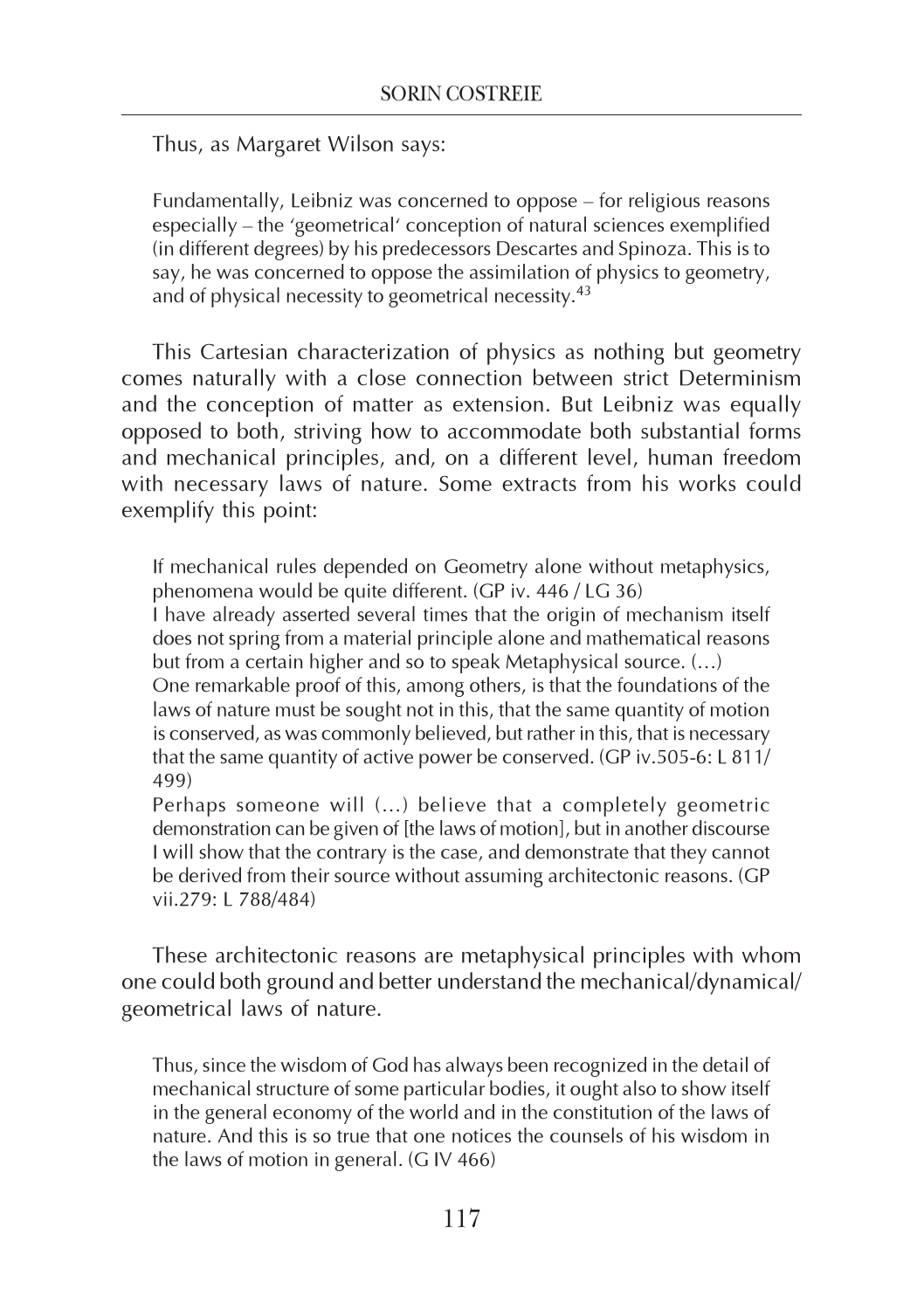Thus, as Margaret Wilson says:

> Fundamentally, Leibniz was concerned to oppose – for religious reasons especially – the 'geometrical' conception of natural sciences exemplified (in different degrees) by his predecessors Descartes and Spinoza. This is to say, he was concerned to oppose the assimilation of physics to geometry, and of physical necessity to geometrical necessity.[43]

This Cartesian characterization of physics as nothing but geometry comes naturally with a close connection between strict Determinism and the conception of matter as extension. But Leibniz was equally opposed to both, striving how to accommodate both substantial forms and mechanical principles, and, on a different level, human freedom with necessary laws of nature. Some extracts from his works could exemplify this point:

> If mechanical rules depended on Geometry alone without metaphysics, phenomena would be quite different. (GP iv. 446 / LG 36)
> I have already asserted several times that the origin of mechanism itself does not spring from a material principle alone and mathematical reasons but from a certain higher and so to speak Metaphysical source. (…)
> One remarkable proof of this, among others, is that the foundations of the laws of nature must be sought not in this, that the same quantity of motion is conserved, as was commonly believed, but rather in this, that is necessary that the same quantity of active power be conserved. (GP iv.505-6: L 811/ 499)
> Perhaps someone will (…) believe that a completely geometric demonstration can be given of [the laws of motion], but in another discourse I will show that the contrary is the case, and demonstrate that they cannot be derived from their source without assuming architectonic reasons. (GP vii.279: L 788/484)

These architectonic reasons are metaphysical principles with whom one could both ground and better understand the mechanical/dynamical/ geometrical laws of nature.

> Thus, since the wisdom of God has always been recognized in the detail of mechanical structure of some particular bodies, it ought also to show itself in the general economy of the world and in the constitution of the laws of nature. And this is so true that one notices the counsels of his wisdom in the laws of motion in general. (G IV 466)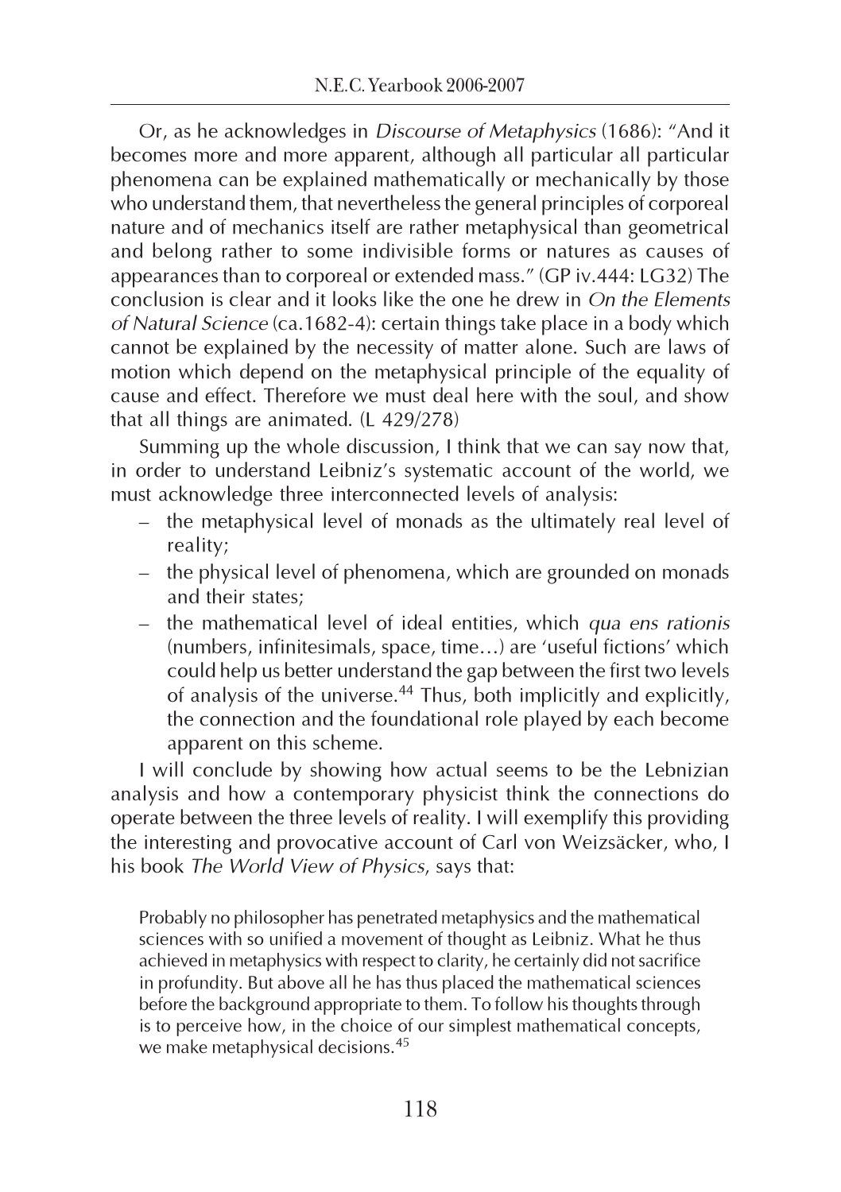Or, as he acknowledges in *Discourse of Metaphysics* (1686): "And it becomes more and more apparent, although all particular all particular phenomena can be explained mathematically or mechanically by those who understand them, that nevertheless the general principles of corporeal nature and of mechanics itself are rather metaphysical than geometrical and belong rather to some indivisible forms or natures as causes of appearances than to corporeal or extended mass." (GP iv.444: LG32) The conclusion is clear and it looks like the one he drew in *On the Elements of Natural Science* (ca.1682-4): certain things take place in a body which cannot be explained by the necessity of matter alone. Such are laws of motion which depend on the metaphysical principle of the equality of cause and effect. Therefore we must deal here with the soul, and show that all things are animated. (L 429/278)

Summing up the whole discussion, I think that we can say now that, in order to understand Leibniz's systematic account of the world, we must acknowledge three interconnected levels of analysis:

- the metaphysical level of monads as the ultimately real level of reality;
- the physical level of phenomena, which are grounded on monads and their states;
- the mathematical level of ideal entities, which *qua ens rationis* (numbers, infinitesimals, space, time…) are 'useful fictions' which could help us better understand the gap between the first two levels of analysis of the universe.[44] Thus, both implicitly and explicitly, the connection and the foundational role played by each become apparent on this scheme.

I will conclude by showing how actual seems to be the Lebnizian analysis and how a contemporary physicist think the connections do operate between the three levels of reality. I will exemplify this providing the interesting and provocative account of Carl von Weizsäcker, who, I his book *The World View of Physics*, says that:

> Probably no philosopher has penetrated metaphysics and the mathematical sciences with so unified a movement of thought as Leibniz. What he thus achieved in metaphysics with respect to clarity, he certainly did not sacrifice in profundity. But above all he has thus placed the mathematical sciences before the background appropriate to them. To follow his thoughts through is to perceive how, in the choice of our simplest mathematical concepts, we make metaphysical decisions.[45]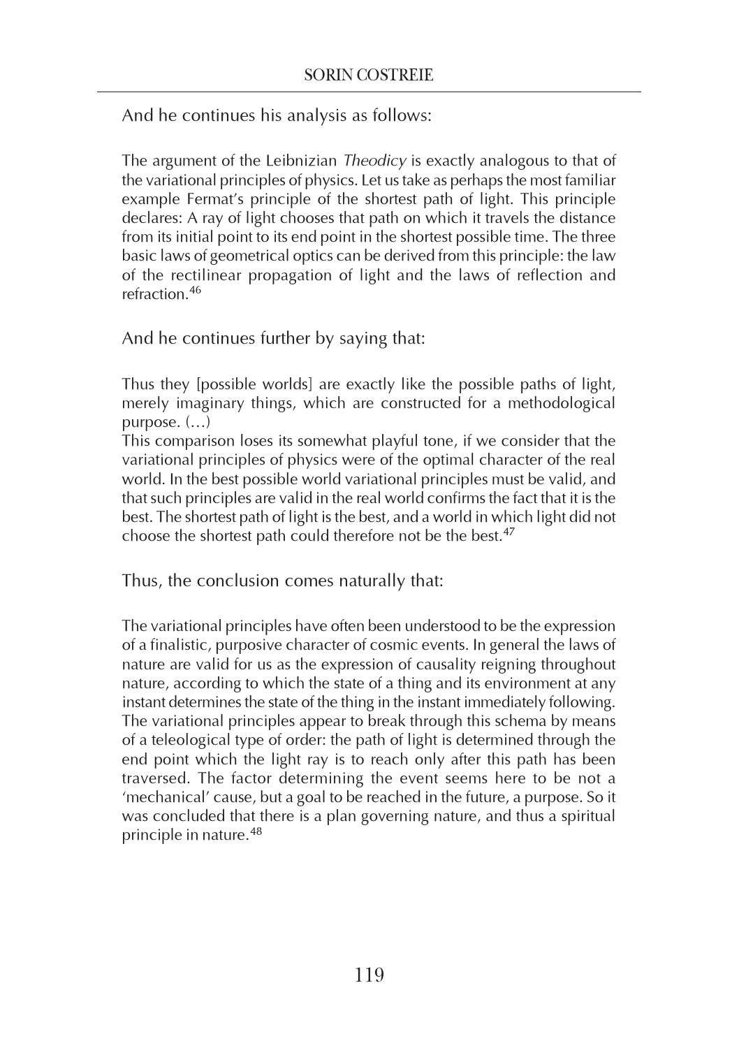And he continues his analysis as follows:

> The argument of the Leibnizian *Theodicy* is exactly analogous to that of the variational principles of physics. Let us take as perhaps the most familiar example Fermat's principle of the shortest path of light. This principle declares: A ray of light chooses that path on which it travels the distance from its initial point to its end point in the shortest possible time. The three basic laws of geometrical optics can be derived from this principle: the law of the rectilinear propagation of light and the laws of reflection and refraction.[46]

And he continues further by saying that:

> Thus they [possible worlds] are exactly like the possible paths of light, merely imaginary things, which are constructed for a methodological purpose. (…)
> This comparison loses its somewhat playful tone, if we consider that the variational principles of physics were of the optimal character of the real world. In the best possible world variational principles must be valid, and that such principles are valid in the real world confirms the fact that it is the best. The shortest path of light is the best, and a world in which light did not choose the shortest path could therefore not be the best.[47]

Thus, the conclusion comes naturally that:

> The variational principles have often been understood to be the expression of a finalistic, purposive character of cosmic events. In general the laws of nature are valid for us as the expression of causality reigning throughout nature, according to which the state of a thing and its environment at any instant determines the state of the thing in the instant immediately following. The variational principles appear to break through this schema by means of a teleological type of order: the path of light is determined through the end point which the light ray is to reach only after this path has been traversed. The factor determining the event seems here to be not a 'mechanical' cause, but a goal to be reached in the future, a purpose. So it was concluded that there is a plan governing nature, and thus a spiritual principle in nature.[48]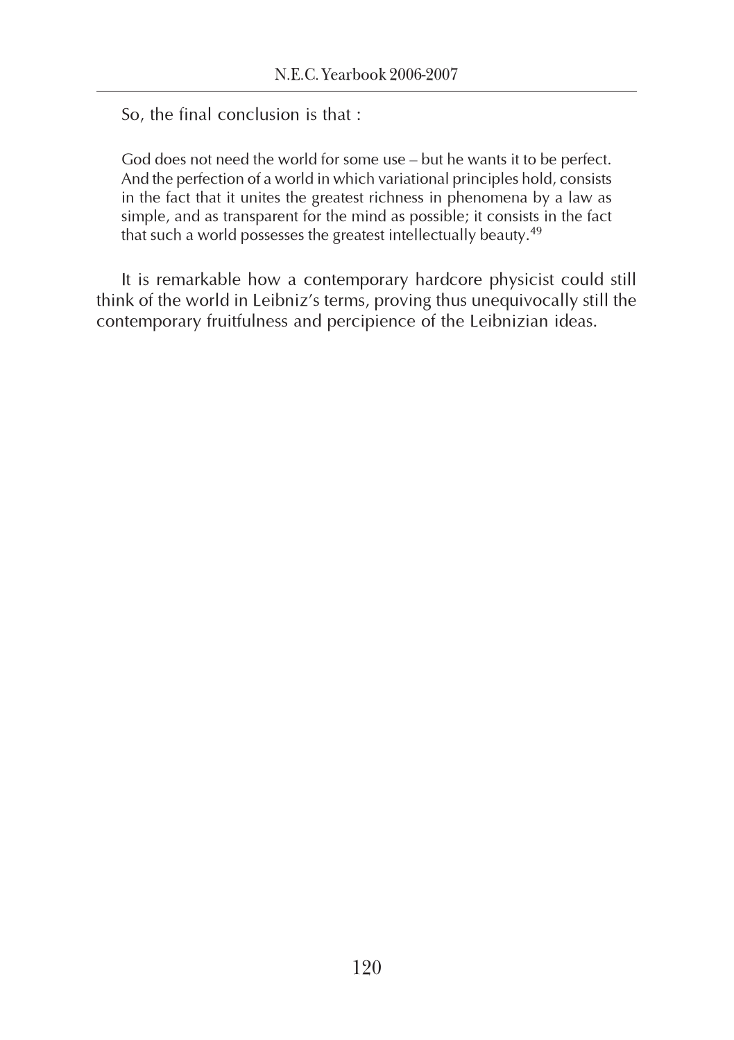So, the final conclusion is that :

> God does not need the world for some use – but he wants it to be perfect. And the perfection of a world in which variational principles hold, consists in the fact that it unites the greatest richness in phenomena by a law as simple, and as transparent for the mind as possible; it consists in the fact that such a world possesses the greatest intellectually beauty.[49]

It is remarkable how a contemporary hardcore physicist could still think of the world in Leibniz's terms, proving thus unequivocally still the contemporary fruitfulness and percipience of the Leibnizian ideas.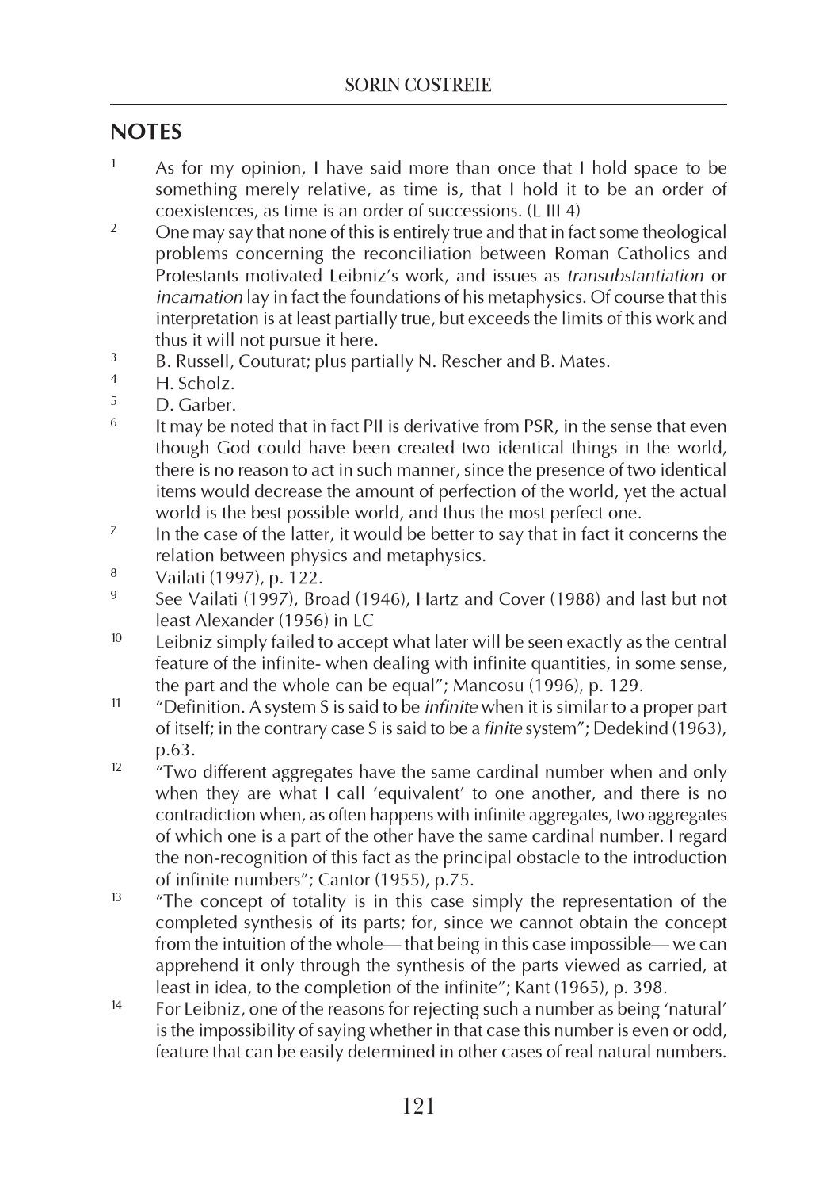## NOTES

1. As for my opinion, I have said more than once that I hold space to be something merely relative, as time is, that I hold it to be an order of coexistences, as time is an order of successions. (L III 4)

2. One may say that none of this is entirely true and that in fact some theological problems concerning the reconciliation between Roman Catholics and Protestants motivated Leibniz's work, and issues as *transubstantiation* or *incarnation* lay in fact the foundations of his metaphysics. Of course that this interpretation is at least partially true, but exceeds the limits of this work and thus it will not pursue it here.

3. B. Russell, Couturat; plus partially N. Rescher and B. Mates.

4. H. Scholz.

5. D. Garber.

6. It may be noted that in fact PII is derivative from PSR, in the sense that even though God could have been created two identical things in the world, there is no reason to act in such manner, since the presence of two identical items would decrease the amount of perfection of the world, yet the actual world is the best possible world, and thus the most perfect one.

7. In the case of the latter, it would be better to say that in fact it concerns the relation between physics and metaphysics.

8. Vailati (1997), p. 122.

9. See Vailati (1997), Broad (1946), Hartz and Cover (1988) and last but not least Alexander (1956) in LC

10. Leibniz simply failed to accept what later will be seen exactly as the central feature of the infinite- when dealing with infinite quantities, in some sense, the part and the whole can be equal"; Mancosu (1996), p. 129.

11. "Definition. A system S is said to be *infinite* when it is similar to a proper part of itself; in the contrary case S is said to be a *finite* system"; Dedekind (1963), p.63.

12. "Two different aggregates have the same cardinal number when and only when they are what I call 'equivalent' to one another, and there is no contradiction when, as often happens with infinite aggregates, two aggregates of which one is a part of the other have the same cardinal number. I regard the non-recognition of this fact as the principal obstacle to the introduction of infinite numbers"; Cantor (1955), p.75.

13. "The concept of totality is in this case simply the representation of the completed synthesis of its parts; for, since we cannot obtain the concept from the intuition of the whole— that being in this case impossible— we can apprehend it only through the synthesis of the parts viewed as carried, at least in idea, to the completion of the infinite"; Kant (1965), p. 398.

14. For Leibniz, one of the reasons for rejecting such a number as being 'natural' is the impossibility of saying whether in that case this number is even or odd, feature that can be easily determined in other cases of real natural numbers.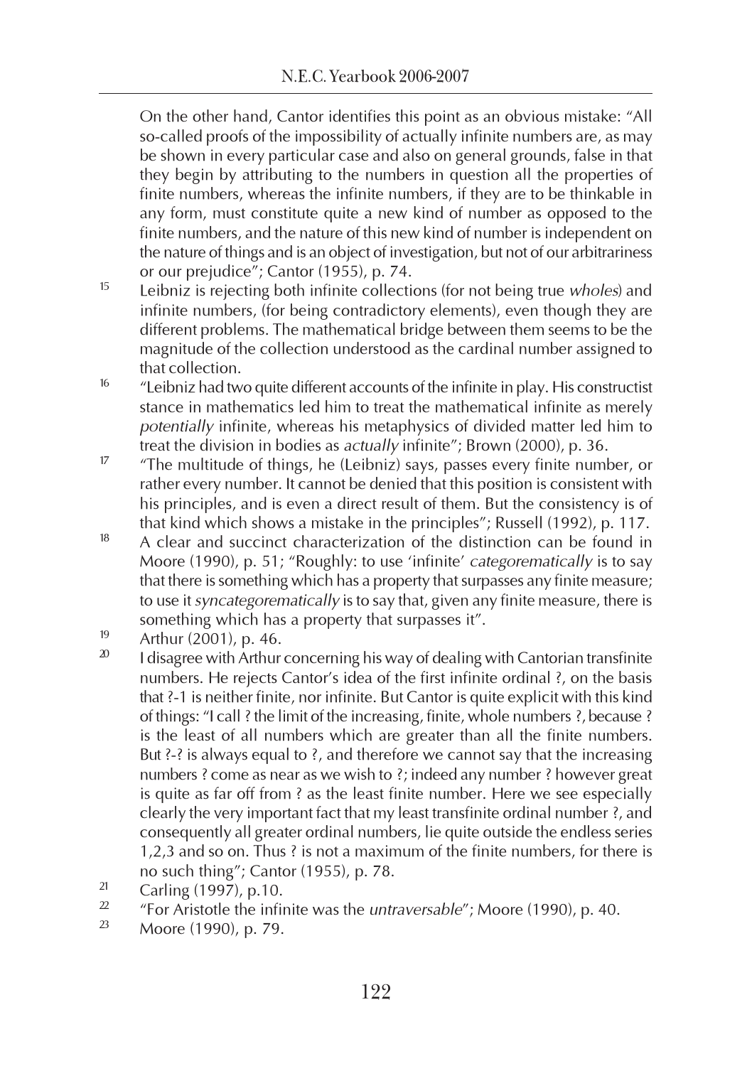On the other hand, Cantor identifies this point as an obvious mistake: "All so-called proofs of the impossibility of actually infinite numbers are, as may be shown in every particular case and also on general grounds, false in that they begin by attributing to the numbers in question all the properties of finite numbers, whereas the infinite numbers, if they are to be thinkable in any form, must constitute quite a new kind of number as opposed to the finite numbers, and the nature of this new kind of number is independent on the nature of things and is an object of investigation, but not of our arbitrariness or our prejudice"; Cantor (1955), p. 74.

15 Leibniz is rejecting both infinite collections (for not being true *wholes*) and infinite numbers, (for being contradictory elements), even though they are different problems. The mathematical bridge between them seems to be the magnitude of the collection understood as the cardinal number assigned to that collection.

16 "Leibniz had two quite different accounts of the infinite in play. His constructist stance in mathematics led him to treat the mathematical infinite as merely *potentially* infinite, whereas his metaphysics of divided matter led him to treat the division in bodies as *actually* infinite"; Brown (2000), p. 36.

17 "The multitude of things, he (Leibniz) says, passes every finite number, or rather every number. It cannot be denied that this position is consistent with his principles, and is even a direct result of them. But the consistency is of that kind which shows a mistake in the principles"; Russell (1992), p. 117.

18 A clear and succinct characterization of the distinction can be found in Moore (1990), p. 51; "Roughly: to use 'infinite' *categorematically* is to say that there is something which has a property that surpasses any finite measure; to use it *syncategorematically* is to say that, given any finite measure, there is something which has a property that surpasses it".

19 Arthur (2001), p. 46.

20 I disagree with Arthur concerning his way of dealing with Cantorian transfinite numbers. He rejects Cantor's idea of the first infinite ordinal ?, on the basis that ?-1 is neither finite, nor infinite. But Cantor is quite explicit with this kind of things: "I call ? the limit of the increasing, finite, whole numbers ?, because ? is the least of all numbers which are greater than all the finite numbers. But ?-? is always equal to ?, and therefore we cannot say that the increasing numbers ? come as near as we wish to ?; indeed any number ? however great is quite as far off from ? as the least finite number. Here we see especially clearly the very important fact that my least transfinite ordinal number ?, and consequently all greater ordinal numbers, lie quite outside the endless series 1,2,3 and so on. Thus ? is not a maximum of the finite numbers, for there is no such thing"; Cantor (1955), p. 78.

21 Carling (1997), p.10.

22 "For Aristotle the infinite was the *untraversable*"; Moore (1990), p. 40.

23 Moore (1990), p. 79.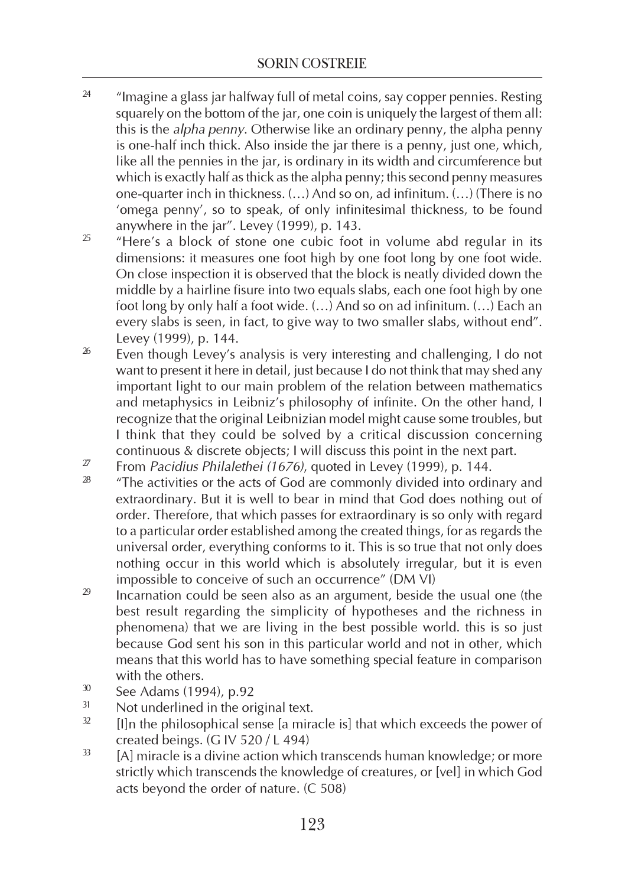[24] "Imagine a glass jar halfway full of metal coins, say copper pennies. Resting squarely on the bottom of the jar, one coin is uniquely the largest of them all: this is the *alpha penny*. Otherwise like an ordinary penny, the alpha penny is one-half inch thick. Also inside the jar there is a penny, just one, which, like all the pennies in the jar, is ordinary in its width and circumference but which is exactly half as thick as the alpha penny; this second penny measures one-quarter inch in thickness. (…) And so on, ad infinitum. (…) (There is no 'omega penny', so to speak, of only infinitesimal thickness, to be found anywhere in the jar". Levey (1999), p. 143.

[25] "Here's a block of stone one cubic foot in volume abd regular in its dimensions: it measures one foot high by one foot long by one foot wide. On close inspection it is observed that the block is neatly divided down the middle by a hairline fisure into two equals slabs, each one foot high by one foot long by only half a foot wide. (…) And so on ad infinitum. (…) Each an every slabs is seen, in fact, to give way to two smaller slabs, without end". Levey (1999), p. 144.

[26] Even though Levey's analysis is very interesting and challenging, I do not want to present it here in detail, just because I do not think that may shed any important light to our main problem of the relation between mathematics and metaphysics in Leibniz's philosophy of infinite. On the other hand, I recognize that the original Leibnizian model might cause some troubles, but I think that they could be solved by a critical discussion concerning continuous & discrete objects; I will discuss this point in the next part.

[27] From *Pacidius Philalethei (1676)*, quoted in Levey (1999), p. 144.

[28] "The activities or the acts of God are commonly divided into ordinary and extraordinary. But it is well to bear in mind that God does nothing out of order. Therefore, that which passes for extraordinary is so only with regard to a particular order established among the created things, for as regards the universal order, everything conforms to it. This is so true that not only does nothing occur in this world which is absolutely irregular, but it is even impossible to conceive of such an occurrence" (DM VI)

[29] Incarnation could be seen also as an argument, beside the usual one (the best result regarding the simplicity of hypotheses and the richness in phenomena) that we are living in the best possible world. this is so just because God sent his son in this particular world and not in other, which means that this world has to have something special feature in comparison with the others.

[30] See Adams (1994), p.92

[31] Not underlined in the original text.

[32] [I]n the philosophical sense [a miracle is] that which exceeds the power of created beings. (G IV 520 / L 494)

[33] [A] miracle is a divine action which transcends human knowledge; or more strictly which transcends the knowledge of creatures, or [vel] in which God acts beyond the order of nature. (C 508)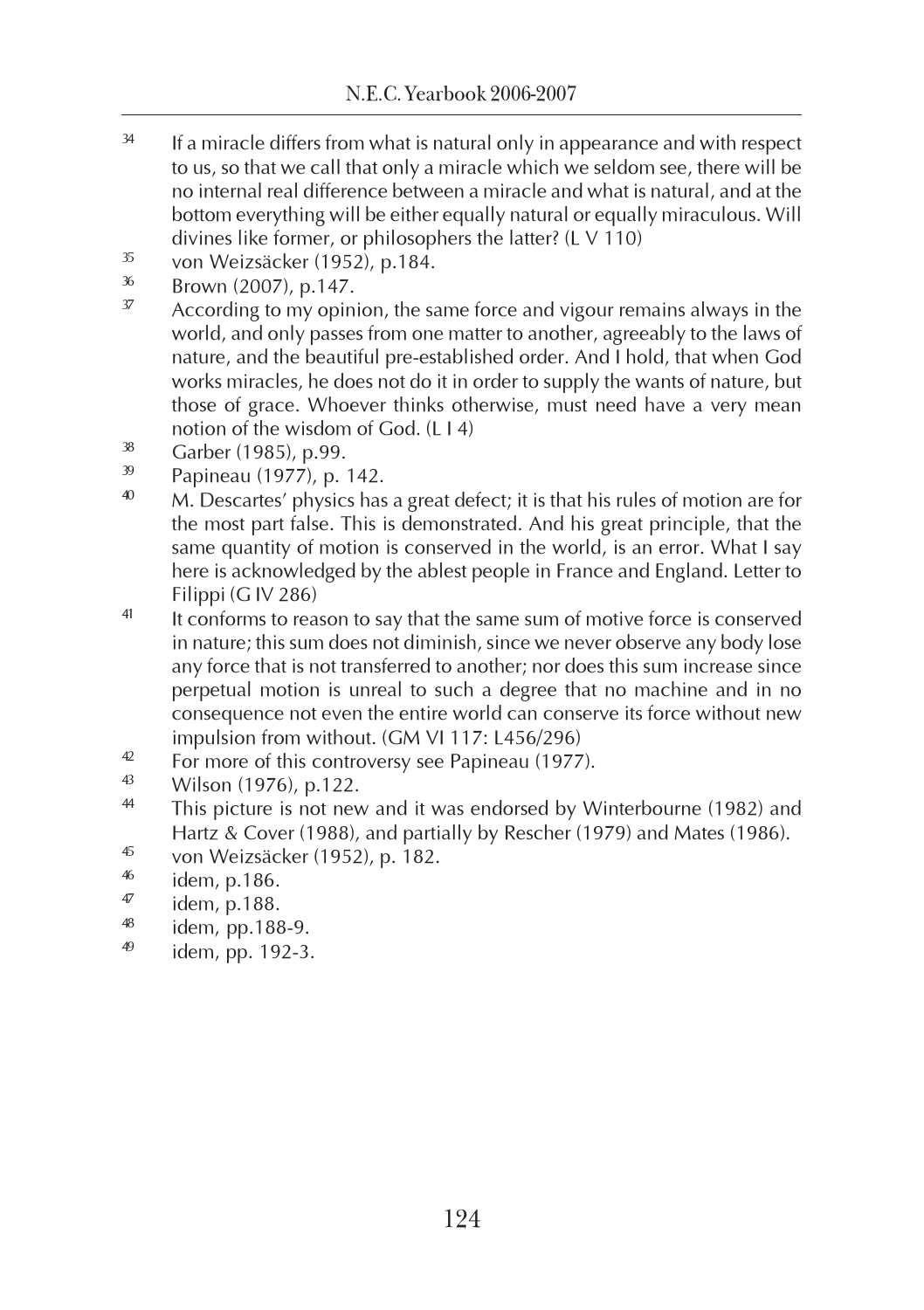[34] If a miracle differs from what is natural only in appearance and with respect to us, so that we call that only a miracle which we seldom see, there will be no internal real difference between a miracle and what is natural, and at the bottom everything will be either equally natural or equally miraculous. Will divines like former, or philosophers the latter? (L V 110)

[35] von Weizsäcker (1952), p.184.

[36] Brown (2007), p.147.

[37] According to my opinion, the same force and vigour remains always in the world, and only passes from one matter to another, agreeably to the laws of nature, and the beautiful pre-established order. And I hold, that when God works miracles, he does not do it in order to supply the wants of nature, but those of grace. Whoever thinks otherwise, must need have a very mean notion of the wisdom of God. (L I 4)

[38] Garber (1985), p.99.

[39] Papineau (1977), p. 142.

[40] M. Descartes' physics has a great defect; it is that his rules of motion are for the most part false. This is demonstrated. And his great principle, that the same quantity of motion is conserved in the world, is an error. What I say here is acknowledged by the ablest people in France and England. Letter to Filippi (G IV 286)

[41] It conforms to reason to say that the same sum of motive force is conserved in nature; this sum does not diminish, since we never observe any body lose any force that is not transferred to another; nor does this sum increase since perpetual motion is unreal to such a degree that no machine and in no consequence not even the entire world can conserve its force without new impulsion from without. (GM VI 117: L456/296)

[42] For more of this controversy see Papineau (1977).

[43] Wilson (1976), p.122.

[44] This picture is not new and it was endorsed by Winterbourne (1982) and Hartz & Cover (1988), and partially by Rescher (1979) and Mates (1986).

[45] von Weizsäcker (1952), p. 182.

[46] idem, p.186.

[47] idem, p.188.

[48] idem, pp.188-9.

[49] idem, pp. 192-3.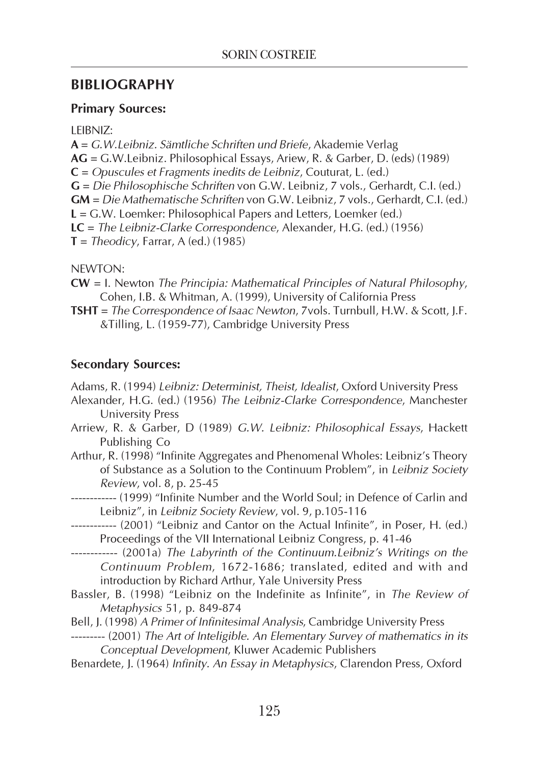## BIBLIOGRAPHY

### Primary Sources:

LEIBNIZ:

**A** = *G.W.Leibniz. Sämtliche Schriften und Briefe*, Akademie Verlag
**AG** = G.W.Leibniz. Philosophical Essays, Ariew, R. & Garber, D. (eds) (1989)
**C** = *Opuscules et Fragments inedits de Leibniz*, Couturat, L. (ed.)
**G** = *Die Philosophische Schriften* von G.W. Leibniz, 7 vols., Gerhardt, C.I. (ed.)
**GM** = *Die Mathematische Schriften* von G.W. Leibniz, 7 vols., Gerhardt, C.I. (ed.)
**L** = G.W. Loemker: Philosophical Papers and Letters, Loemker (ed.)
**LC** = *The Leibniz-Clarke Correspondence*, Alexander, H.G. (ed.) (1956)
**T** = *Theodicy*, Farrar, A (ed.) (1985)

NEWTON:

**CW** = I. Newton *The Principia: Mathematical Principles of Natural Philosophy*, Cohen, I.B. & Whitman, A. (1999), University of California Press
**TSHT** = *The Correspondence of Isaac Newton*, 7vols. Turnbull, H.W. & Scott, J.F. &Tilling, L. (1959-77), Cambridge University Press

### Secondary Sources:

Adams, R. (1994) *Leibniz: Determinist, Theist, Idealist*, Oxford University Press

Alexander, H.G. (ed.) (1956) *The Leibniz-Clarke Correspondence*, Manchester University Press

Arriew, R. & Garber, D (1989) *G.W. Leibniz: Philosophical Essays*, Hackett Publishing Co

Arthur, R. (1998) "Infinite Aggregates and Phenomenal Wholes: Leibniz's Theory of Substance as a Solution to the Continuum Problem", in *Leibniz Society Review*, vol. 8, p. 25-45

------------ (1999) "Infinite Number and the World Soul; in Defence of Carlin and Leibniz", in *Leibniz Society Review*, vol. 9, p.105-116

------------ (2001) "Leibniz and Cantor on the Actual Infinite", in Poser, H. (ed.) Proceedings of the VII International Leibniz Congress, p. 41-46

------------ (2001a) *The Labyrinth of the Continuum.Leibniz's Writings on the Continuum Problem*, 1672-1686; translated, edited and with and introduction by Richard Arthur, Yale University Press

Bassler, B. (1998) "Leibniz on the Indefinite as Infinite", in *The Review of Metaphysics* 51, p. 849-874

Bell, J. (1998) *A Primer of Infinitesimal Analysis*, Cambridge University Press

--------- (2001) *The Art of Inteligible. An Elementary Survey of mathematics in its Conceptual Development*, Kluwer Academic Publishers

Benardete, J. (1964) *Infinity. An Essay in Metaphysics*, Clarendon Press, Oxford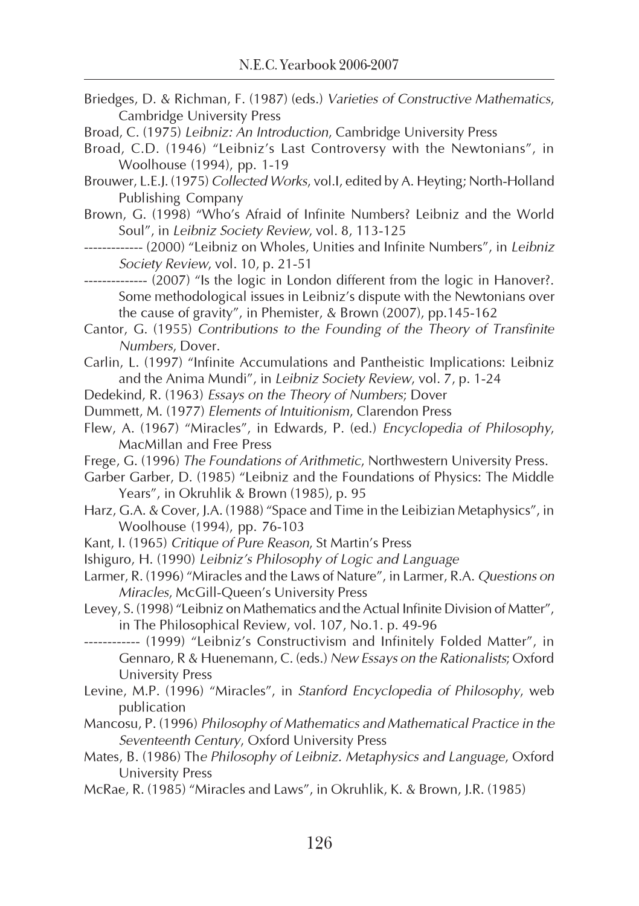Briedges, D. & Richman, F. (1987) (eds.) *Varieties of Constructive Mathematics*, Cambridge University Press

Broad, C. (1975) *Leibniz: An Introduction*, Cambridge University Press

Broad, C.D. (1946) "Leibniz's Last Controversy with the Newtonians", in Woolhouse (1994), pp. 1-19

Brouwer, L.E.J. (1975) *Collected Works*, vol.I, edited by A. Heyting; North-Holland Publishing Company

Brown, G. (1998) "Who's Afraid of Infinite Numbers? Leibniz and the World Soul", in *Leibniz Society Review*, vol. 8, 113-125

------------ (2000) "Leibniz on Wholes, Unities and Infinite Numbers", in *Leibniz Society Review*, vol. 10, p. 21-51

------------- (2007) "Is the logic in London different from the logic in Hanover?. Some methodological issues in Leibniz's dispute with the Newtonians over the cause of gravity", in Phemister, & Brown (2007), pp.145-162

Cantor, G. (1955) *Contributions to the Founding of the Theory of Transfinite Numbers*, Dover.

Carlin, L. (1997) "Infinite Accumulations and Pantheistic Implications: Leibniz and the Anima Mundi", in *Leibniz Society Review*, vol. 7, p. 1-24

Dedekind, R. (1963) *Essays on the Theory of Numbers*; Dover

Dummett, M. (1977) *Elements of Intuitionism*, Clarendon Press

Flew, A. (1967) "Miracles", in Edwards, P. (ed.) *Encyclopedia of Philosophy*, MacMillan and Free Press

Frege, G. (1996) *The Foundations of Arithmetic*, Northwestern University Press.

Garber Garber, D. (1985) "Leibniz and the Foundations of Physics: The Middle Years", in Okruhlik & Brown (1985), p. 95

Harz, G.A. & Cover, J.A. (1988) "Space and Time in the Leibizian Metaphysics", in Woolhouse (1994), pp. 76-103

Kant, I. (1965) *Critique of Pure Reason*, St Martin's Press

Ishiguro, H. (1990) *Leibniz's Philosophy of Logic and Language*

Larmer, R. (1996) "Miracles and the Laws of Nature", in Larmer, R.A. *Questions on Miracles*, McGill-Queen's University Press

Levey, S. (1998) "Leibniz on Mathematics and the Actual Infinite Division of Matter", in The Philosophical Review, vol. 107, No.1. p. 49-96

------------ (1999) "Leibniz's Constructivism and Infinitely Folded Matter", in Gennaro, R & Huenemann, C. (eds.) *New Essays on the Rationalists*; Oxford University Press

Levine, M.P. (1996) "Miracles", in *Stanford Encyclopedia of Philosophy*, web publication

Mancosu, P. (1996) *Philosophy of Mathematics and Mathematical Practice in the Seventeenth Century*, Oxford University Press

Mates, B. (1986) Th*e Philosophy of Leibniz. Metaphysics and Language*, Oxford University Press

McRae, R. (1985) "Miracles and Laws", in Okruhlik, K. & Brown, J.R. (1985)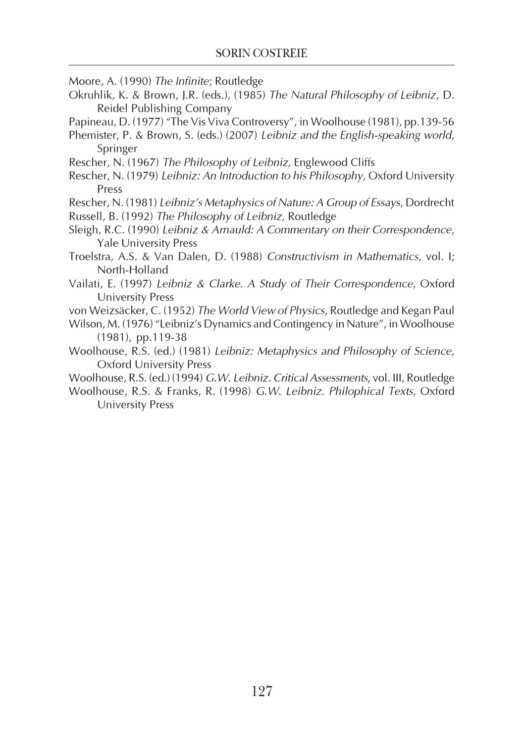Moore, A. (1990) *The Infinite*; Routledge

Okruhlik, K. & Brown, J.R. (eds.), (1985) *The Natural Philosophy of Leibniz*, D. Reidel Publishing Company

Papineau, D. (1977) "The Vis Viva Controversy", in Woolhouse (1981), pp.139-56

Phemister, P. & Brown, S. (eds.) (2007) *Leibniz and the English-speaking world*, Springer

Rescher, N. (1967) *The Philosophy of Leibniz*, Englewood Cliffs

Rescher, N. (1979) *Leibniz: An Introduction to his Philosophy*, Oxford University Press

Rescher, N. (1981) *Leibniz's Metaphysics of Nature: A Group of Essays*, Dordrecht

Russell, B. (1992) *The Philosophy of Leibniz*, Routledge

Sleigh, R.C. (1990) *Leibniz & Arnauld: A Commentary on their Correspondence*, Yale University Press

Troelstra, A.S. & Van Dalen, D. (1988) *Constructivism in Mathematics*, vol. I; North-Holland

Vailati, E. (1997) *Leibniz & Clarke. A Study of Their Correspondence*, Oxford University Press

von Weizsäcker, C. (1952) *The World View of Physics*, Routledge and Kegan Paul

Wilson, M. (1976) "Leibniz's Dynamics and Contingency in Nature", in Woolhouse (1981), pp.119-38

Woolhouse, R.S. (ed.) (1981) *Leibniz: Metaphysics and Philosophy of Science*, Oxford University Press

Woolhouse, R.S. (ed.) (1994) *G.W. Leibniz. Critical Assessments*, vol. III, Routledge

Woolhouse, R.S. & Franks, R. (1998) *G.W. Leibniz. Philophical Texts*, Oxford University Press